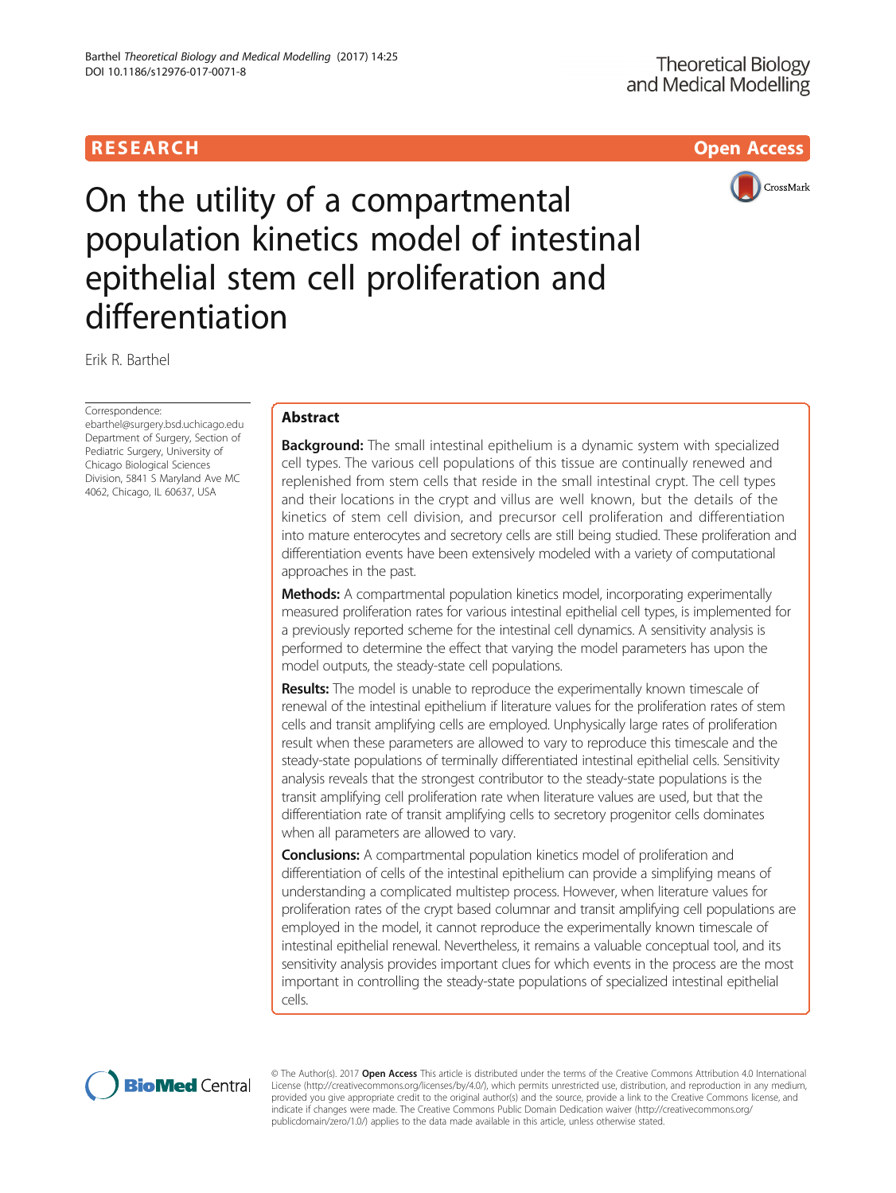RESEARCH

Open Access

# On the utility of a compartmental population kinetics model of intestinal epithelial stem cell proliferation and differentiation

Erik R. Barthel

Correspondence:
ebarthel@surgery.bsd.uchicago.edu
Department of Surgery, Section of Pediatric Surgery, University of Chicago Biological Sciences Division, 5841 S Maryland Ave MC 4062, Chicago, IL 60637, USA

## Abstract

**Background:** The small intestinal epithelium is a dynamic system with specialized cell types. The various cell populations of this tissue are continually renewed and replenished from stem cells that reside in the small intestinal crypt. The cell types and their locations in the crypt and villus are well known, but the details of the kinetics of stem cell division, and precursor cell proliferation and differentiation into mature enterocytes and secretory cells are still being studied. These proliferation and differentiation events have been extensively modeled with a variety of computational approaches in the past.

**Methods:** A compartmental population kinetics model, incorporating experimentally measured proliferation rates for various intestinal epithelial cell types, is implemented for a previously reported scheme for the intestinal cell dynamics. A sensitivity analysis is performed to determine the effect that varying the model parameters has upon the model outputs, the steady-state cell populations.

**Results:** The model is unable to reproduce the experimentally known timescale of renewal of the intestinal epithelium if literature values for the proliferation rates of stem cells and transit amplifying cells are employed. Unphysically large rates of proliferation result when these parameters are allowed to vary to reproduce this timescale and the steady-state populations of terminally differentiated intestinal epithelial cells. Sensitivity analysis reveals that the strongest contributor to the steady-state populations is the transit amplifying cell proliferation rate when literature values are used, but that the differentiation rate of transit amplifying cells to secretory progenitor cells dominates when all parameters are allowed to vary.

**Conclusions:** A compartmental population kinetics model of proliferation and differentiation of cells of the intestinal epithelium can provide a simplifying means of understanding a complicated multistep process. However, when literature values for proliferation rates of the crypt based columnar and transit amplifying cell populations are employed in the model, it cannot reproduce the experimentally known timescale of intestinal epithelial renewal. Nevertheless, it remains a valuable conceptual tool, and its sensitivity analysis provides important clues for which events in the process are the most important in controlling the steady-state populations of specialized intestinal epithelial cells.

© The Author(s). 2017 **Open Access** This article is distributed under the terms of the Creative Commons Attribution 4.0 International License (http://creativecommons.org/licenses/by/4.0/), which permits unrestricted use, distribution, and reproduction in any medium, provided you give appropriate credit to the original author(s) and the source, provide a link to the Creative Commons license, and indicate if changes were made. The Creative Commons Public Domain Dedication waiver (http://creativecommons.org/publicdomain/zero/1.0/) applies to the data made available in this article, unless otherwise stated.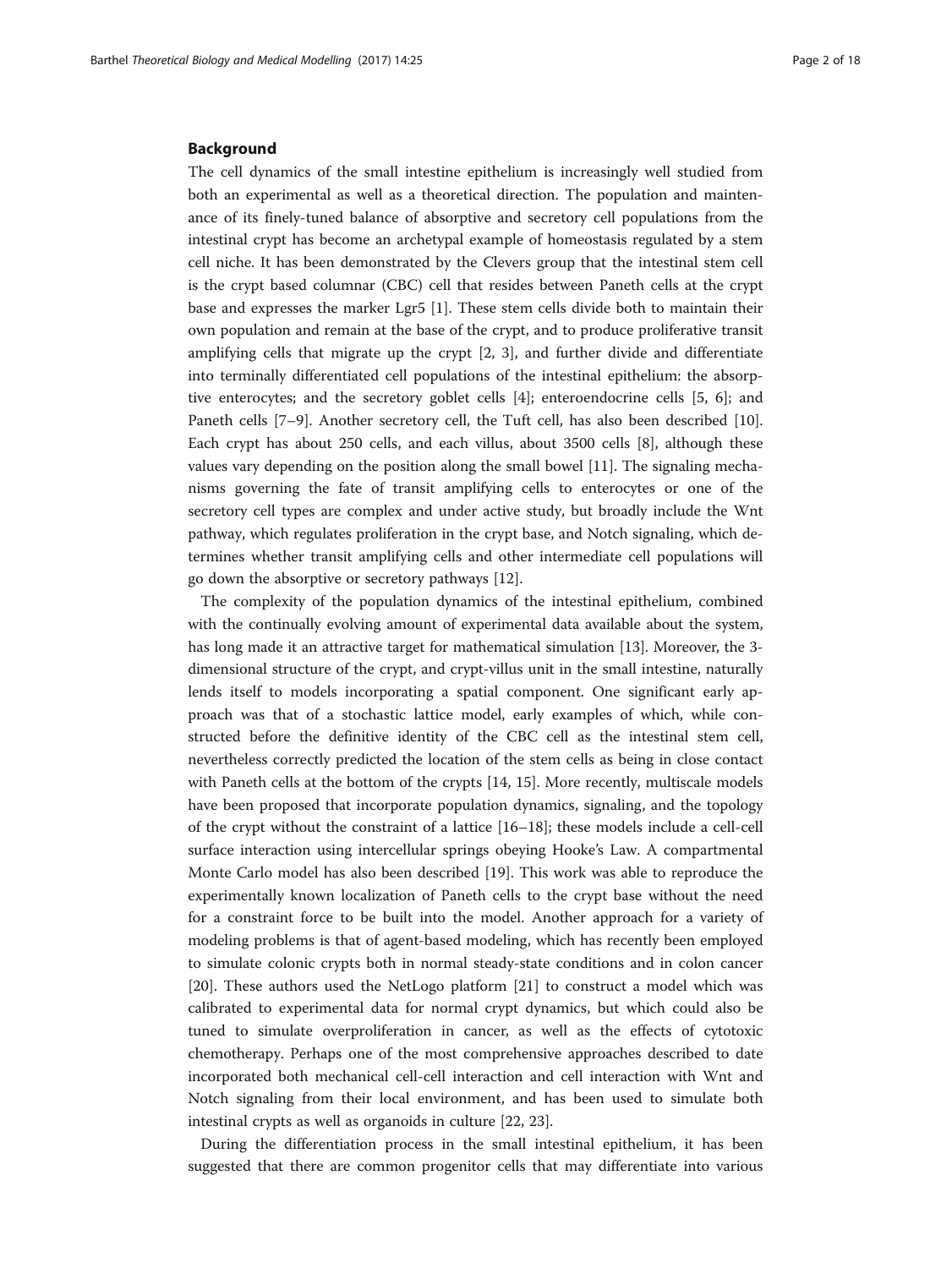## Background

The cell dynamics of the small intestine epithelium is increasingly well studied from both an experimental as well as a theoretical direction. The population and maintenance of its finely-tuned balance of absorptive and secretory cell populations from the intestinal crypt has become an archetypal example of homeostasis regulated by a stem cell niche. It has been demonstrated by the Clevers group that the intestinal stem cell is the crypt based columnar (CBC) cell that resides between Paneth cells at the crypt base and expresses the marker Lgr5 [1]. These stem cells divide both to maintain their own population and remain at the base of the crypt, and to produce proliferative transit amplifying cells that migrate up the crypt [2, 3], and further divide and differentiate into terminally differentiated cell populations of the intestinal epithelium: the absorptive enterocytes; and the secretory goblet cells [4]; enteroendocrine cells [5, 6]; and Paneth cells [7–9]. Another secretory cell, the Tuft cell, has also been described [10]. Each crypt has about 250 cells, and each villus, about 3500 cells [8], although these values vary depending on the position along the small bowel [11]. The signaling mechanisms governing the fate of transit amplifying cells to enterocytes or one of the secretory cell types are complex and under active study, but broadly include the Wnt pathway, which regulates proliferation in the crypt base, and Notch signaling, which determines whether transit amplifying cells and other intermediate cell populations will go down the absorptive or secretory pathways [12].

The complexity of the population dynamics of the intestinal epithelium, combined with the continually evolving amount of experimental data available about the system, has long made it an attractive target for mathematical simulation [13]. Moreover, the 3-dimensional structure of the crypt, and crypt-villus unit in the small intestine, naturally lends itself to models incorporating a spatial component. One significant early approach was that of a stochastic lattice model, early examples of which, while constructed before the definitive identity of the CBC cell as the intestinal stem cell, nevertheless correctly predicted the location of the stem cells as being in close contact with Paneth cells at the bottom of the crypts [14, 15]. More recently, multiscale models have been proposed that incorporate population dynamics, signaling, and the topology of the crypt without the constraint of a lattice [16–18]; these models include a cell-cell surface interaction using intercellular springs obeying Hooke's Law. A compartmental Monte Carlo model has also been described [19]. This work was able to reproduce the experimentally known localization of Paneth cells to the crypt base without the need for a constraint force to be built into the model. Another approach for a variety of modeling problems is that of agent-based modeling, which has recently been employed to simulate colonic crypts both in normal steady-state conditions and in colon cancer [20]. These authors used the NetLogo platform [21] to construct a model which was calibrated to experimental data for normal crypt dynamics, but which could also be tuned to simulate overproliferation in cancer, as well as the effects of cytotoxic chemotherapy. Perhaps one of the most comprehensive approaches described to date incorporated both mechanical cell-cell interaction and cell interaction with Wnt and Notch signaling from their local environment, and has been used to simulate both intestinal crypts as well as organoids in culture [22, 23].

During the differentiation process in the small intestinal epithelium, it has been suggested that there are common progenitor cells that may differentiate into various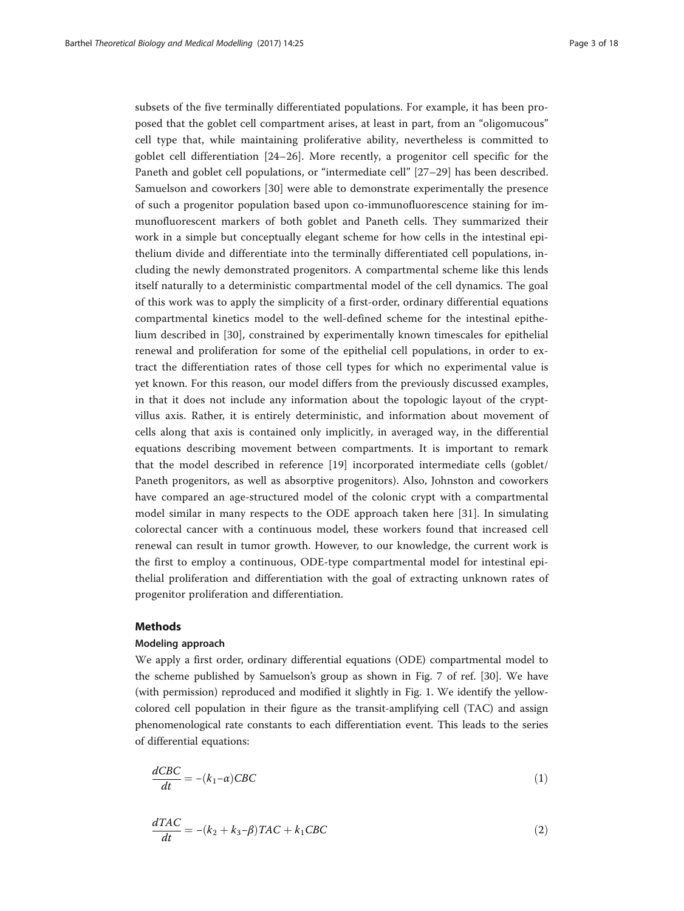subsets of the five terminally differentiated populations. For example, it has been proposed that the goblet cell compartment arises, at least in part, from an "oligomucous" cell type that, while maintaining proliferative ability, nevertheless is committed to goblet cell differentiation [24–26]. More recently, a progenitor cell specific for the Paneth and goblet cell populations, or "intermediate cell" [27–29] has been described. Samuelson and coworkers [30] were able to demonstrate experimentally the presence of such a progenitor population based upon co-immunofluorescence staining for immunofluorescent markers of both goblet and Paneth cells. They summarized their work in a simple but conceptually elegant scheme for how cells in the intestinal epithelium divide and differentiate into the terminally differentiated cell populations, including the newly demonstrated progenitors. A compartmental scheme like this lends itself naturally to a deterministic compartmental model of the cell dynamics. The goal of this work was to apply the simplicity of a first-order, ordinary differential equations compartmental kinetics model to the well-defined scheme for the intestinal epithelium described in [30], constrained by experimentally known timescales for epithelial renewal and proliferation for some of the epithelial cell populations, in order to extract the differentiation rates of those cell types for which no experimental value is yet known. For this reason, our model differs from the previously discussed examples, in that it does not include any information about the topologic layout of the crypt-villus axis. Rather, it is entirely deterministic, and information about movement of cells along that axis is contained only implicitly, in averaged way, in the differential equations describing movement between compartments. It is important to remark that the model described in reference [19] incorporated intermediate cells (goblet/Paneth progenitors, as well as absorptive progenitors). Also, Johnston and coworkers have compared an age-structured model of the colonic crypt with a compartmental model similar in many respects to the ODE approach taken here [31]. In simulating colorectal cancer with a continuous model, these workers found that increased cell renewal can result in tumor growth. However, to our knowledge, the current work is the first to employ a continuous, ODE-type compartmental model for intestinal epithelial proliferation and differentiation with the goal of extracting unknown rates of progenitor proliferation and differentiation.

## Methods

### Modeling approach

We apply a first order, ordinary differential equations (ODE) compartmental model to the scheme published by Samuelson's group as shown in Fig. 7 of ref. [30]. We have (with permission) reproduced and modified it slightly in Fig. 1. We identify the yellow-colored cell population in their figure as the transit-amplifying cell (TAC) and assign phenomenological rate constants to each differentiation event. This leads to the series of differential equations:

$$\frac{dCBC}{dt} = -(k_1 - \alpha)CBC \tag{1}$$

$$\frac{dTAC}{dt} = -(k_2 + k_3 - \beta)TAC + k_1 CBC \tag{2}$$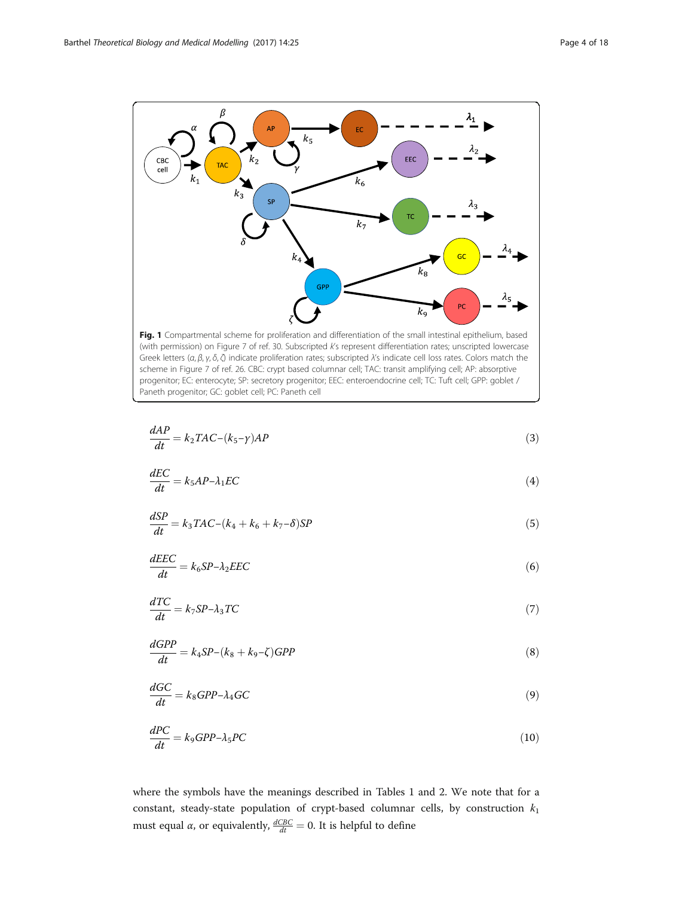**Fig. 1** Compartmental scheme for proliferation and differentiation of the small intestinal epithelium, based (with permission) on Figure 7 of ref. 30. Subscripted *k*'s represent differentiation rates; unscripted lowercase Greek letters ($\alpha, \beta, \gamma, \delta, \zeta$) indicate proliferation rates; subscripted $\lambda$'s indicate cell loss rates. Colors match the scheme in Figure 7 of ref. 26. CBC: crypt based columnar cell; TAC: transit amplifying cell; AP: absorptive progenitor; EC: enterocyte; SP: secretory progenitor; EEC: enteroendocrine cell; TC: Tuft cell; GPP: goblet / Paneth progenitor; GC: goblet cell; PC: Paneth cell

$$\frac{dAP}{dt} = k_2 TAC - (k_5 - \gamma)AP \tag{3}$$

$$\frac{dEC}{dt} = k_5 AP - \lambda_1 EC \tag{4}$$

$$\frac{dSP}{dt} = k_3 TAC - (k_4 + k_6 + k_7 - \delta)SP \tag{5}$$

$$\frac{dEEC}{dt} = k_6 SP - \lambda_2 EEC \tag{6}$$

$$\frac{dTC}{dt} = k_7 SP - \lambda_3 TC \tag{7}$$

$$\frac{dGPP}{dt} = k_4 SP - (k_8 + k_9 - \zeta)GPP \tag{8}$$

$$\frac{dGC}{dt} = k_8 GPP - \lambda_4 GC \tag{9}$$

$$\frac{dPC}{dt} = k_9 GPP - \lambda_5 PC \tag{10}$$

where the symbols have the meanings described in Tables 1 and 2. We note that for a constant, steady-state population of crypt-based columnar cells, by construction $k_1$ must equal $\alpha$, or equivalently, $\frac{dCBC}{dt} = 0$. It is helpful to define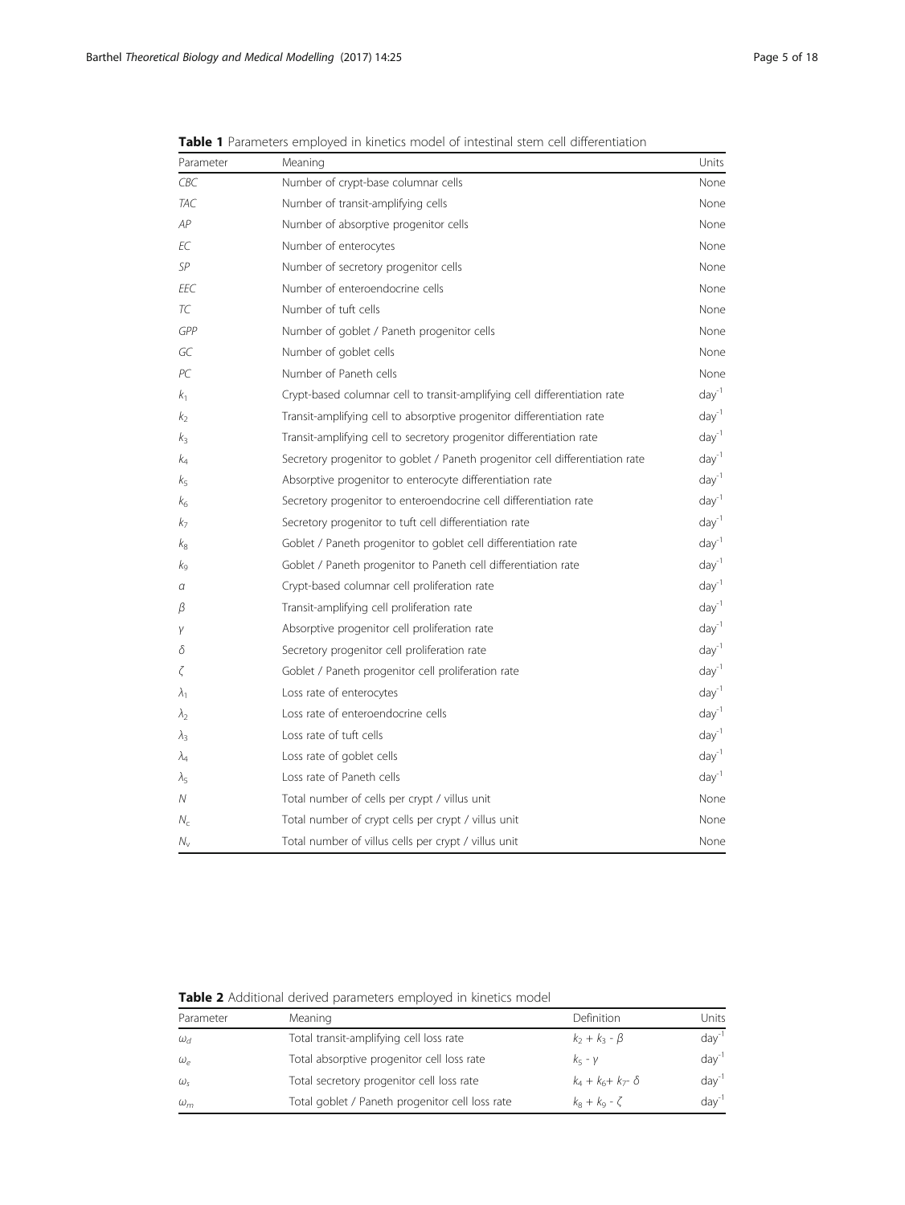**Table 1** Parameters employed in kinetics model of intestinal stem cell differentiation

| Parameter | Meaning | Units |
|---|---|---|
| *CBC* | Number of crypt-base columnar cells | None |
| *TAC* | Number of transit-amplifying cells | None |
| *AP* | Number of absorptive progenitor cells | None |
| *EC* | Number of enterocytes | None |
| *SP* | Number of secretory progenitor cells | None |
| *EEC* | Number of enteroendocrine cells | None |
| *TC* | Number of tuft cells | None |
| *GPP* | Number of goblet / Paneth progenitor cells | None |
| *GC* | Number of goblet cells | None |
| *PC* | Number of Paneth cells | None |
| $k_1$ | Crypt-based columnar cell to transit-amplifying cell differentiation rate | $day^{-1}$ |
| $k_2$ | Transit-amplifying cell to absorptive progenitor differentiation rate | $day^{-1}$ |
| $k_3$ | Transit-amplifying cell to secretory progenitor differentiation rate | $day^{-1}$ |
| $k_4$ | Secretory progenitor to goblet / Paneth progenitor cell differentiation rate | $day^{-1}$ |
| $k_5$ | Absorptive progenitor to enterocyte differentiation rate | $day^{-1}$ |
| $k_6$ | Secretory progenitor to enteroendocrine cell differentiation rate | $day^{-1}$ |
| $k_7$ | Secretory progenitor to tuft cell differentiation rate | $day^{-1}$ |
| $k_8$ | Goblet / Paneth progenitor to goblet cell differentiation rate | $day^{-1}$ |
| $k_9$ | Goblet / Paneth progenitor to Paneth cell differentiation rate | $day^{-1}$ |
| $\alpha$ | Crypt-based columnar cell proliferation rate | $day^{-1}$ |
| $\beta$ | Transit-amplifying cell proliferation rate | $day^{-1}$ |
| $\gamma$ | Absorptive progenitor cell proliferation rate | $day^{-1}$ |
| $\delta$ | Secretory progenitor cell proliferation rate | $day^{-1}$ |
| $\zeta$ | Goblet / Paneth progenitor cell proliferation rate | $day^{-1}$ |
| $\lambda_1$ | Loss rate of enterocytes | $day^{-1}$ |
| $\lambda_2$ | Loss rate of enteroendocrine cells | $day^{-1}$ |
| $\lambda_3$ | Loss rate of tuft cells | $day^{-1}$ |
| $\lambda_4$ | Loss rate of goblet cells | $day^{-1}$ |
| $\lambda_5$ | Loss rate of Paneth cells | $day^{-1}$ |
| $N$ | Total number of cells per crypt / villus unit | None |
| $N_c$ | Total number of crypt cells per crypt / villus unit | None |
| $N_v$ | Total number of villus cells per crypt / villus unit | None |

**Table 2** Additional derived parameters employed in kinetics model

| Parameter | Meaning | Definition | Units |
|---|---|---|---|
| $\omega_d$ | Total transit-amplifying cell loss rate | $k_2 + k_3 - \beta$ | $day^{-1}$ |
| $\omega_e$ | Total absorptive progenitor cell loss rate | $k_5 - \gamma$ | $day^{-1}$ |
| $\omega_s$ | Total secretory progenitor cell loss rate | $k_4 + k_6 + k_7 - \delta$ | $day^{-1}$ |
| $\omega_m$ | Total goblet / Paneth progenitor cell loss rate | $k_8 + k_9 - \zeta$ | $day^{-1}$ |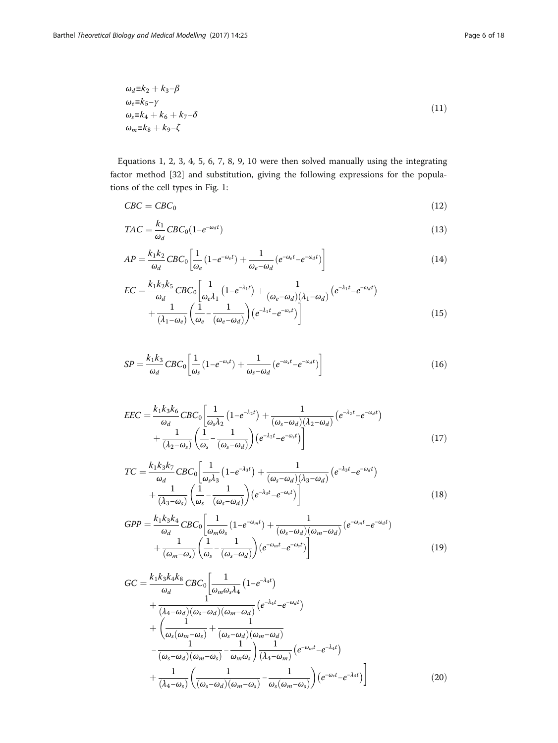$$
\begin{aligned}
\omega_d &\equiv k_2 + k_3 - \beta \\
\omega_e &\equiv k_5 - \gamma \\
\omega_s &\equiv k_4 + k_6 + k_7 - \delta \\
\omega_m &\equiv k_8 + k_9 - \zeta
\end{aligned}
\tag{11}
$$

Equations 1, 2, 3, 4, 5, 6, 7, 8, 9, 10 were then solved manually using the integrating factor method [32] and substitution, giving the following expressions for the populations of the cell types in Fig. 1:

$$
CBC = CBC_0 \tag{12}
$$

$$
TAC = \frac{k_1}{\omega_d} CBC_0 \left(1 - e^{-\omega_d t}\right) \tag{13}
$$

$$
AP = \frac{k_1 k_2}{\omega_d} CBC_0 \left[\frac{1}{\omega_e}\left(1 - e^{-\omega_e t}\right) + \frac{1}{\omega_e - \omega_d}\left(e^{-\omega_e t} - e^{-\omega_d t}\right)\right] \tag{14}
$$

$$
\begin{aligned}
EC = \frac{k_1 k_2 k_5}{\omega_d} CBC_0 \Bigg[ & \frac{1}{\omega_e \lambda_1}\left(1 - e^{-\lambda_1 t}\right) + \frac{1}{(\omega_e - \omega_d)(\lambda_1 - \omega_d)}\left(e^{-\lambda_1 t} - e^{-\omega_d t}\right) \\
& + \frac{1}{(\lambda_1 - \omega_e)}\left(\frac{1}{\omega_e} - \frac{1}{(\omega_e - \omega_d)}\right)\left(e^{-\lambda_1 t} - e^{-\omega_e t}\right)\Bigg]
\end{aligned}
\tag{15}
$$

$$
SP = \frac{k_1 k_3}{\omega_d} CBC_0 \left[\frac{1}{\omega_s}\left(1 - e^{-\omega_s t}\right) + \frac{1}{\omega_s - \omega_d}\left(e^{-\omega_s t} - e^{-\omega_d t}\right)\right] \tag{16}
$$

$$
\begin{aligned}
EEC = \frac{k_1 k_3 k_6}{\omega_d} CBC_0 \Bigg[ & \frac{1}{\omega_s \lambda_2}\left(1 - e^{-\lambda_2 t}\right) + \frac{1}{(\omega_s - \omega_d)(\lambda_2 - \omega_d)}\left(e^{-\lambda_2 t} - e^{-\omega_d t}\right) \\
& + \frac{1}{(\lambda_2 - \omega_s)}\left(\frac{1}{\omega_s} - \frac{1}{(\omega_s - \omega_d)}\right)\left(e^{-\lambda_2 t} - e^{-\omega_s t}\right)\Bigg]
\end{aligned}
\tag{17}
$$

$$
\begin{aligned}
TC = \frac{k_1 k_3 k_7}{\omega_d} CBC_0 \Bigg[ & \frac{1}{\omega_s \lambda_3}\left(1 - e^{-\lambda_3 t}\right) + \frac{1}{(\omega_s - \omega_d)(\lambda_3 - \omega_d)}\left(e^{-\lambda_3 t} - e^{-\omega_d t}\right) \\
& + \frac{1}{(\lambda_3 - \omega_s)}\left(\frac{1}{\omega_s} - \frac{1}{(\omega_s - \omega_d)}\right)\left(e^{-\lambda_3 t} - e^{-\omega_s t}\right)\Bigg]
\end{aligned}
\tag{18}
$$

$$
\begin{aligned}
GPP = \frac{k_1 k_3 k_4}{\omega_d} CBC_0 \Bigg[ & \frac{1}{\omega_m \omega_s}\left(1 - e^{-\omega_m t}\right) + \frac{1}{(\omega_s - \omega_d)(\omega_m - \omega_d)}\left(e^{-\omega_m t} - e^{-\omega_d t}\right) \\
& + \frac{1}{(\omega_m - \omega_s)}\left(\frac{1}{\omega_s} - \frac{1}{(\omega_s - \omega_d)}\right)\left(e^{-\omega_m t} - e^{-\omega_s t}\right)\Bigg]
\end{aligned}
\tag{19}
$$

$$
\begin{aligned}
GC = \frac{k_1 k_3 k_4 k_8}{\omega_d} CBC_0 \Bigg[ & \frac{1}{\omega_m \omega_s \lambda_4}\left(1 - e^{-\lambda_4 t}\right) \\
& + \frac{1}{(\lambda_4 - \omega_d)(\omega_s - \omega_d)(\omega_m - \omega_d)}\left(e^{-\lambda_4 t} - e^{-\omega_d t}\right) \\
& + \left(\frac{1}{\omega_s(\omega_m - \omega_s)} + \frac{1}{(\omega_s - \omega_d)(\omega_m - \omega_d)}\right. \\
& \left. - \frac{1}{(\omega_s - \omega_d)(\omega_m - \omega_s)} - \frac{1}{\omega_m \omega_s}\right)\frac{1}{(\lambda_4 - \omega_m)}\left(e^{-\omega_m t} - e^{-\lambda_4 t}\right) \\
& + \frac{1}{(\lambda_4 - \omega_s)}\left(\frac{1}{(\omega_s - \omega_d)(\omega_m - \omega_s)} - \frac{1}{\omega_s(\omega_m - \omega_s)}\right)\left(e^{-\omega_s t} - e^{-\lambda_4 t}\right)\Bigg]
\end{aligned}
\tag{20}
$$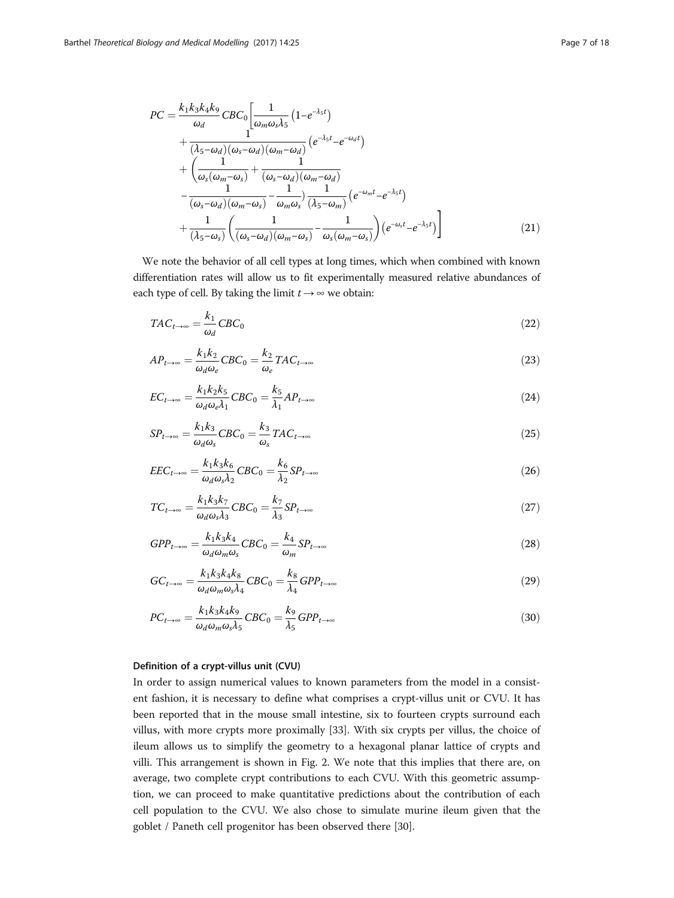$$
\begin{aligned}
PC = \frac{k_1 k_3 k_4 k_9}{\omega_d} CBC_0 \Bigg[ & \frac{1}{\omega_m \omega_s \lambda_5}\left(1 - e^{-\lambda_5 t}\right) \\
& + \frac{1}{(\lambda_5 - \omega_d)(\omega_s - \omega_d)(\omega_m - \omega_d)}\left(e^{-\lambda_5 t} - e^{-\omega_d t}\right) \\
& + \left(\frac{1}{\omega_s(\omega_m - \omega_s)} + \frac{1}{(\omega_s - \omega_d)(\omega_m - \omega_d)}\right. \\
& \left. - \frac{1}{(\omega_s - \omega_d)(\omega_m - \omega_s)} - \frac{1}{\omega_m \omega_s}\right) \frac{1}{(\lambda_5 - \omega_m)}\left(e^{-\omega_m t} - e^{-\lambda_5 t}\right) \\
& + \frac{1}{(\lambda_5 - \omega_s)}\left(\frac{1}{(\omega_s - \omega_d)(\omega_m - \omega_s)} - \frac{1}{\omega_s(\omega_m - \omega_s)}\right)\left(e^{-\omega_s t} - e^{-\lambda_5 t}\right) \Bigg]
\end{aligned} \tag{21}
$$

We note the behavior of all cell types at long times, which when combined with known differentiation rates will allow us to fit experimentally measured relative abundances of each type of cell. By taking the limit $t \to \infty$ we obtain:

$$TAC_{t\to\infty} = \frac{k_1}{\omega_d} CBC_0 \tag{22}$$

$$AP_{t\to\infty} = \frac{k_1 k_2}{\omega_d \omega_e} CBC_0 = \frac{k_2}{\omega_e} TAC_{t\to\infty} \tag{23}$$

$$EC_{t\to\infty} = \frac{k_1 k_2 k_5}{\omega_d \omega_e \lambda_1} CBC_0 = \frac{k_5}{\lambda_1} AP_{t\to\infty} \tag{24}$$

$$SP_{t\to\infty} = \frac{k_1 k_3}{\omega_d \omega_s} CBC_0 = \frac{k_3}{\omega_s} TAC_{t\to\infty} \tag{25}$$

$$EEC_{t\to\infty} = \frac{k_1 k_3 k_6}{\omega_d \omega_s \lambda_2} CBC_0 = \frac{k_6}{\lambda_2} SP_{t\to\infty} \tag{26}$$

$$TC_{t\to\infty} = \frac{k_1 k_3 k_7}{\omega_d \omega_s \lambda_3} CBC_0 = \frac{k_7}{\lambda_3} SP_{t\to\infty} \tag{27}$$

$$GPP_{t\to\infty} = \frac{k_1 k_3 k_4}{\omega_d \omega_m \omega_s} CBC_0 = \frac{k_4}{\omega_m} SP_{t\to\infty} \tag{28}$$

$$GC_{t\to\infty} = \frac{k_1 k_3 k_4 k_8}{\omega_d \omega_m \omega_s \lambda_4} CBC_0 = \frac{k_8}{\lambda_4} GPP_{t\to\infty} \tag{29}$$

$$PC_{t\to\infty} = \frac{k_1 k_3 k_4 k_9}{\omega_d \omega_m \omega_s \lambda_5} CBC_0 = \frac{k_9}{\lambda_5} GPP_{t\to\infty} \tag{30}$$

### Definition of a crypt-villus unit (CVU)

In order to assign numerical values to known parameters from the model in a consistent fashion, it is necessary to define what comprises a crypt-villus unit or CVU. It has been reported that in the mouse small intestine, six to fourteen crypts surround each villus, with more crypts more proximally [33]. With six crypts per villus, the choice of ileum allows us to simplify the geometry to a hexagonal planar lattice of crypts and villi. This arrangement is shown in Fig. 2. We note that this implies that there are, on average, two complete crypt contributions to each CVU. With this geometric assumption, we can proceed to make quantitative predictions about the contribution of each cell population to the CVU. We also chose to simulate murine ileum given that the goblet / Paneth cell progenitor has been observed there [30].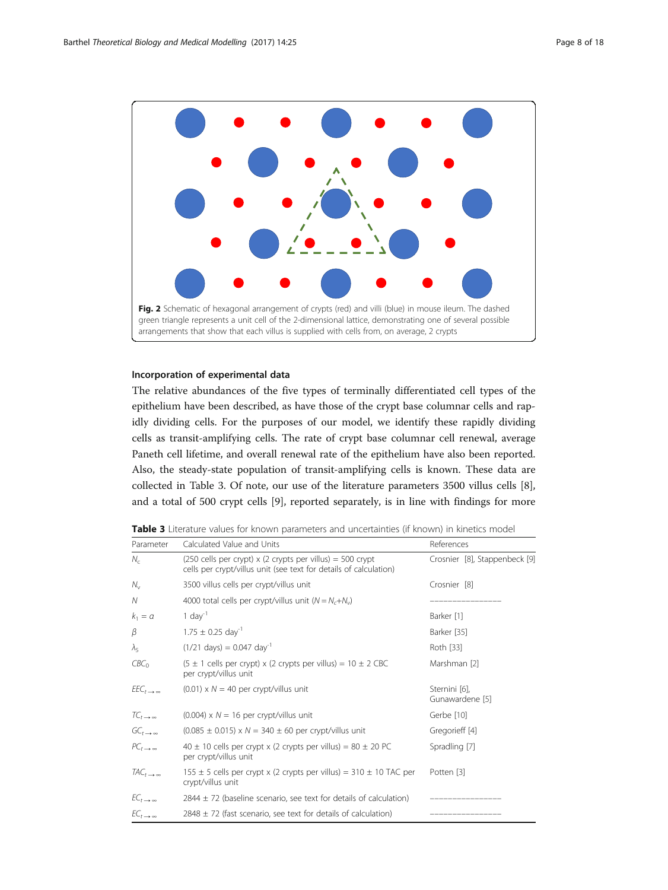**Fig. 2** Schematic of hexagonal arrangement of crypts (red) and villi (blue) in mouse ileum. The dashed green triangle represents a unit cell of the 2-dimensional lattice, demonstrating one of several possible arrangements that show that each villus is supplied with cells from, on average, 2 crypts

### Incorporation of experimental data

The relative abundances of the five types of terminally differentiated cell types of the epithelium have been described, as have those of the crypt base columnar cells and rapidly dividing cells. For the purposes of our model, we identify these rapidly dividing cells as transit-amplifying cells. The rate of crypt base columnar cell renewal, average Paneth cell lifetime, and overall renewal rate of the epithelium have also been reported. Also, the steady-state population of transit-amplifying cells is known. These data are collected in Table 3. Of note, our use of the literature parameters 3500 villus cells [8], and a total of 500 crypt cells [9], reported separately, is in line with findings for more

**Table 3** Literature values for known parameters and uncertainties (if known) in kinetics model

| Parameter | Calculated Value and Units | References |
|---|---|---|
| $N_c$ | (250 cells per crypt) x (2 crypts per villus) = 500 crypt cells per crypt/villus unit (see text for details of calculation) | Crosnier [8], Stappenbeck [9] |
| $N_v$ | 3500 villus cells per crypt/villus unit | Crosnier [8] |
| $N$ | 4000 total cells per crypt/villus unit ($N = N_c + N_v$) | ————————— |
| $k_1 = \alpha$ | 1 $\text{day}^{-1}$ | Barker [1] |
| $\beta$ | 1.75 ± 0.25 $\text{day}^{-1}$ | Barker [35] |
| $\lambda_5$ | (1/21 days) = 0.047 $\text{day}^{-1}$ | Roth [33] |
| $CBC_0$ | (5 ± 1 cells per crypt) x (2 crypts per villus) = 10 ± 2 CBC per crypt/villus unit | Marshman [2] |
| $EEC_{t\to\infty}$ | (0.01) x $N$ = 40 per crypt/villus unit | Sternini [6], Gunawardene [5] |
| $TC_{t\to\infty}$ | (0.004) x $N$ = 16 per crypt/villus unit | Gerbe [10] |
| $GC_{t\to\infty}$ | (0.085 ± 0.015) x $N$ = 340 ± 60 per crypt/villus unit | Gregorieff [4] |
| $PC_{t\to\infty}$ | 40 ± 10 cells per crypt x (2 crypts per villus) = 80 ± 20 PC per crypt/villus unit | Spradling [7] |
| $TAC_{t\to\infty}$ | 155 ± 5 cells per crypt x (2 crypts per villus) = 310 ± 10 TAC per crypt/villus unit | Potten [3] |
| $EC_{t\to\infty}$ | 2844 ± 72 (baseline scenario, see text for details of calculation) | ————————— |
| $EC_{t\to\infty}$ | 2848 ± 72 (fast scenario, see text for details of calculation) | ————————— |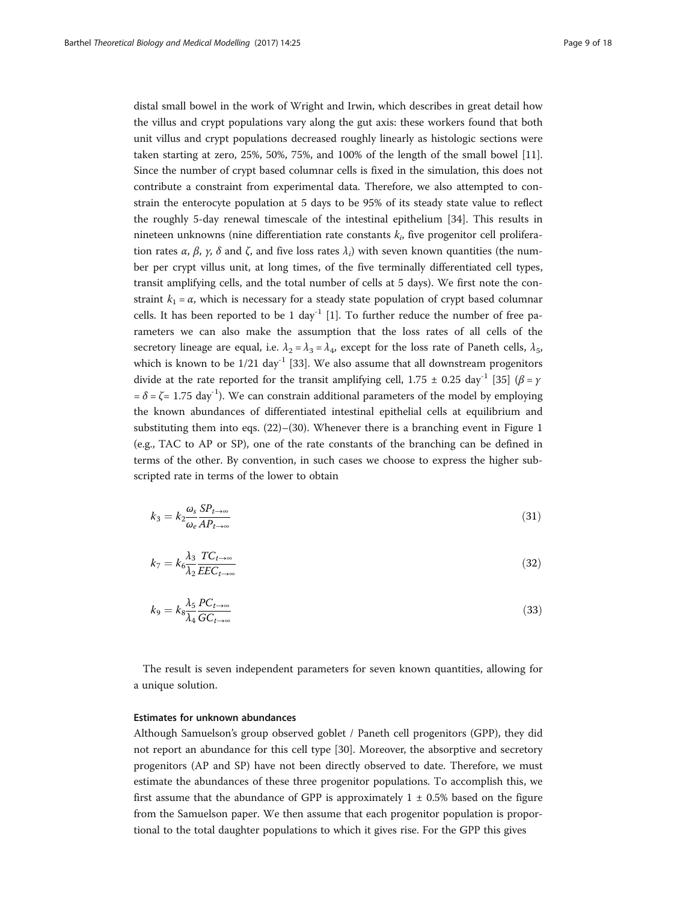distal small bowel in the work of Wright and Irwin, which describes in great detail how the villus and crypt populations vary along the gut axis: these workers found that both unit villus and crypt populations decreased roughly linearly as histologic sections were taken starting at zero, 25%, 50%, 75%, and 100% of the length of the small bowel [11]. Since the number of crypt based columnar cells is fixed in the simulation, this does not contribute a constraint from experimental data. Therefore, we also attempted to constrain the enterocyte population at 5 days to be 95% of its steady state value to reflect the roughly 5-day renewal timescale of the intestinal epithelium [34]. This results in nineteen unknowns (nine differentiation rate constants $k_i$, five progenitor cell proliferation rates $\alpha$, $\beta$, $\gamma$, $\delta$ and $\zeta$, and five loss rates $\lambda_i$) with seven known quantities (the number per crypt villus unit, at long times, of the five terminally differentiated cell types, transit amplifying cells, and the total number of cells at 5 days). We first note the constraint $k_1 = \alpha$, which is necessary for a steady state population of crypt based columnar cells. It has been reported to be 1 day$^{-1}$ [1]. To further reduce the number of free parameters we can also make the assumption that the loss rates of all cells of the secretory lineage are equal, i.e. $\lambda_2 = \lambda_3 = \lambda_4$, except for the loss rate of Paneth cells, $\lambda_5$, which is known to be 1/21 day$^{-1}$ [33]. We also assume that all downstream progenitors divide at the rate reported for the transit amplifying cell, 1.75 ± 0.25 day$^{-1}$ [35] ($\beta = \gamma = \delta = \zeta =$ 1.75 day$^{-1}$). We can constrain additional parameters of the model by employing the known abundances of differentiated intestinal epithelial cells at equilibrium and substituting them into eqs. (22)–(30). Whenever there is a branching event in Figure 1 (e.g., TAC to AP or SP), one of the rate constants of the branching can be defined in terms of the other. By convention, in such cases we choose to express the higher subscripted rate in terms of the lower to obtain

$$k_3 = k_2 \frac{\omega_s}{\omega_e} \frac{SP_{t\to\infty}}{AP_{t\to\infty}} \tag{31}$$

$$k_7 = k_6 \frac{\lambda_3}{\lambda_2} \frac{TC_{t\to\infty}}{EEC_{t\to\infty}} \tag{32}$$

$$k_9 = k_8 \frac{\lambda_5}{\lambda_4} \frac{PC_{t\to\infty}}{GC_{t\to\infty}} \tag{33}$$

The result is seven independent parameters for seven known quantities, allowing for a unique solution.

#### Estimates for unknown abundances

Although Samuelson's group observed goblet / Paneth cell progenitors (GPP), they did not report an abundance for this cell type [30]. Moreover, the absorptive and secretory progenitors (AP and SP) have not been directly observed to date. Therefore, we must estimate the abundances of these three progenitor populations. To accomplish this, we first assume that the abundance of GPP is approximately 1 ± 0.5% based on the figure from the Samuelson paper. We then assume that each progenitor population is proportional to the total daughter populations to which it gives rise. For the GPP this gives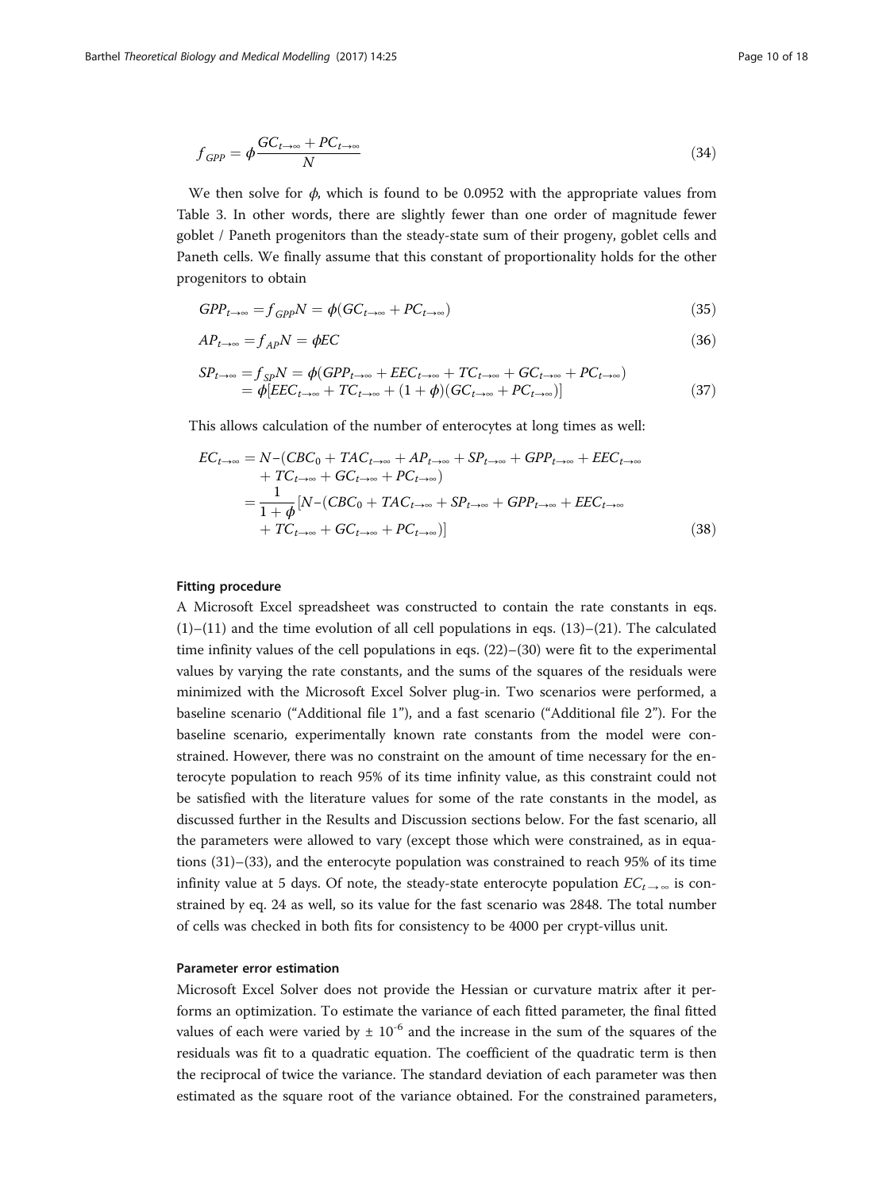$$f_{GPP} = \phi \frac{GC_{t\to\infty} + PC_{t\to\infty}}{N} \tag{34}$$

We then solve for $\phi$, which is found to be 0.0952 with the appropriate values from Table 3. In other words, there are slightly fewer than one order of magnitude fewer goblet / Paneth progenitors than the steady-state sum of their progeny, goblet cells and Paneth cells. We finally assume that this constant of proportionality holds for the other progenitors to obtain

$$GPP_{t\to\infty} = f_{GPP}N = \phi(GC_{t\to\infty} + PC_{t\to\infty}) \tag{35}$$

$$AP_{t\to\infty} = f_{AP}N = \phi EC \tag{36}$$

$$\begin{aligned} SP_{t\to\infty} &= f_{SP}N = \phi(GPP_{t\to\infty} + EEC_{t\to\infty} + TC_{t\to\infty} + GC_{t\to\infty} + PC_{t\to\infty}) \\ &= \phi[EEC_{t\to\infty} + TC_{t\to\infty} + (1+\phi)(GC_{t\to\infty} + PC_{t\to\infty})] \end{aligned} \tag{37}$$

This allows calculation of the number of enterocytes at long times as well:

$$\begin{aligned} EC_{t\to\infty} &= N - (CBC_0 + TAC_{t\to\infty} + AP_{t\to\infty} + SP_{t\to\infty} + GPP_{t\to\infty} + EEC_{t\to\infty} \\ &\quad + TC_{t\to\infty} + GC_{t\to\infty} + PC_{t\to\infty}) \\ &= \frac{1}{1+\phi}[N - (CBC_0 + TAC_{t\to\infty} + SP_{t\to\infty} + GPP_{t\to\infty} + EEC_{t\to\infty} \\ &\quad + TC_{t\to\infty} + GC_{t\to\infty} + PC_{t\to\infty})] \end{aligned} \tag{38}$$

### Fitting procedure

A Microsoft Excel spreadsheet was constructed to contain the rate constants in eqs. (1)–(11) and the time evolution of all cell populations in eqs. (13)–(21). The calculated time infinity values of the cell populations in eqs. (22)–(30) were fit to the experimental values by varying the rate constants, and the sums of the squares of the residuals were minimized with the Microsoft Excel Solver plug-in. Two scenarios were performed, a baseline scenario ("Additional file 1"), and a fast scenario ("Additional file 2"). For the baseline scenario, experimentally known rate constants from the model were constrained. However, there was no constraint on the amount of time necessary for the enterocyte population to reach 95% of its time infinity value, as this constraint could not be satisfied with the literature values for some of the rate constants in the model, as discussed further in the Results and Discussion sections below. For the fast scenario, all the parameters were allowed to vary (except those which were constrained, as in equations (31)–(33), and the enterocyte population was constrained to reach 95% of its time infinity value at 5 days. Of note, the steady-state enterocyte population $EC_{t\to\infty}$ is constrained by eq. 24 as well, so its value for the fast scenario was 2848. The total number of cells was checked in both fits for consistency to be 4000 per crypt-villus unit.

#### Parameter error estimation

Microsoft Excel Solver does not provide the Hessian or curvature matrix after it performs an optimization. To estimate the variance of each fitted parameter, the final fitted values of each were varied by $\pm\ 10^{-6}$ and the increase in the sum of the squares of the residuals was fit to a quadratic equation. The coefficient of the quadratic term is then the reciprocal of twice the variance. The standard deviation of each parameter was then estimated as the square root of the variance obtained. For the constrained parameters,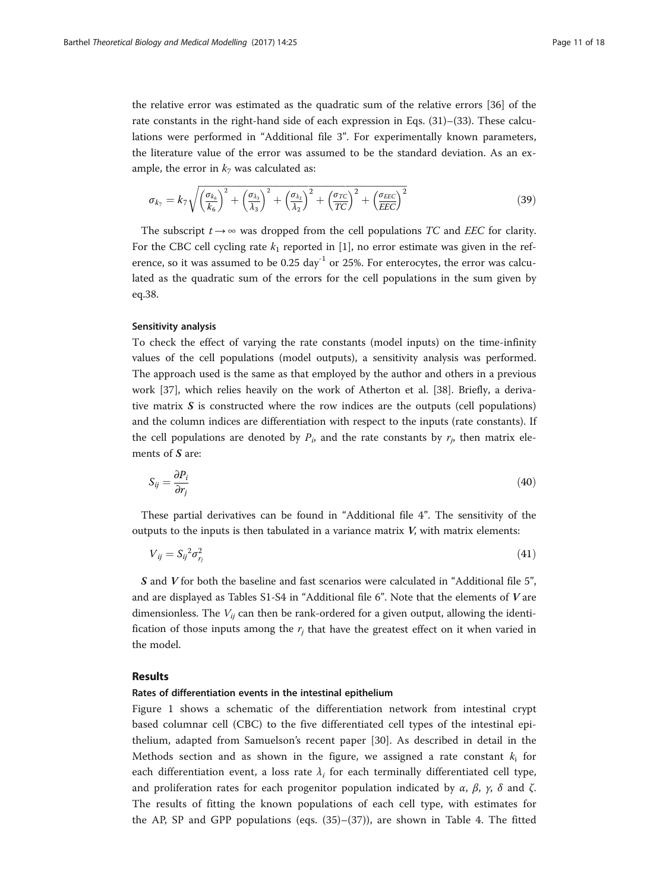the relative error was estimated as the quadratic sum of the relative errors [36] of the rate constants in the right-hand side of each expression in Eqs. (31)–(33). These calculations were performed in "Additional file 3". For experimentally known parameters, the literature value of the error was assumed to be the standard deviation. As an example, the error in $k_7$ was calculated as:

$$\sigma_{k_7} = k_7 \sqrt{\left(\frac{\sigma_{k_6}}{k_6}\right)^2 + \left(\frac{\sigma_{\lambda_3}}{\lambda_3}\right)^2 + \left(\frac{\sigma_{\lambda_2}}{\lambda_2}\right)^2 + \left(\frac{\sigma_{TC}}{TC}\right)^2 + \left(\frac{\sigma_{EEC}}{EEC}\right)^2} \tag{39}$$

The subscript $t \rightarrow \infty$ was dropped from the cell populations $TC$ and $EEC$ for clarity. For the CBC cell cycling rate $k_1$ reported in [1], no error estimate was given in the reference, so it was assumed to be 0.25 day$^{-1}$ or 25%. For enterocytes, the error was calculated as the quadratic sum of the errors for the cell populations in the sum given by eq.38.

#### Sensitivity analysis

To check the effect of varying the rate constants (model inputs) on the time-infinity values of the cell populations (model outputs), a sensitivity analysis was performed. The approach used is the same as that employed by the author and others in a previous work [37], which relies heavily on the work of Atherton et al. [38]. Briefly, a derivative matrix $\boldsymbol{S}$ is constructed where the row indices are the outputs (cell populations) and the column indices are differentiation with respect to the inputs (rate constants). If the cell populations are denoted by $P_i$, and the rate constants by $r_j$, then matrix elements of $\boldsymbol{S}$ are:

$$S_{ij} = \frac{\partial P_i}{\partial r_j} \tag{40}$$

These partial derivatives can be found in "Additional file 4". The sensitivity of the outputs to the inputs is then tabulated in a variance matrix $\boldsymbol{V}$, with matrix elements:

$$V_{ij} = {S_{ij}}^2 \sigma_{r_j}^2 \tag{41}$$

$\boldsymbol{S}$ and $\boldsymbol{V}$ for both the baseline and fast scenarios were calculated in "Additional file 5", and are displayed as Tables S1-S4 in "Additional file 6". Note that the elements of $\boldsymbol{V}$ are dimensionless. The $V_{ij}$ can then be rank-ordered for a given output, allowing the identification of those inputs among the $r_j$ that have the greatest effect on it when varied in the model.

## Results

#### Rates of differentiation events in the intestinal epithelium

Figure 1 shows a schematic of the differentiation network from intestinal crypt based columnar cell (CBC) to the five differentiated cell types of the intestinal epithelium, adapted from Samuelson's recent paper [30]. As described in detail in the Methods section and as shown in the figure, we assigned a rate constant $k_i$ for each differentiation event, a loss rate $\lambda_i$ for each terminally differentiated cell type, and proliferation rates for each progenitor population indicated by $\alpha$, $\beta$, $\gamma$, $\delta$ and $\zeta$. The results of fitting the known populations of each cell type, with estimates for the AP, SP and GPP populations (eqs. (35)–(37)), are shown in Table 4. The fitted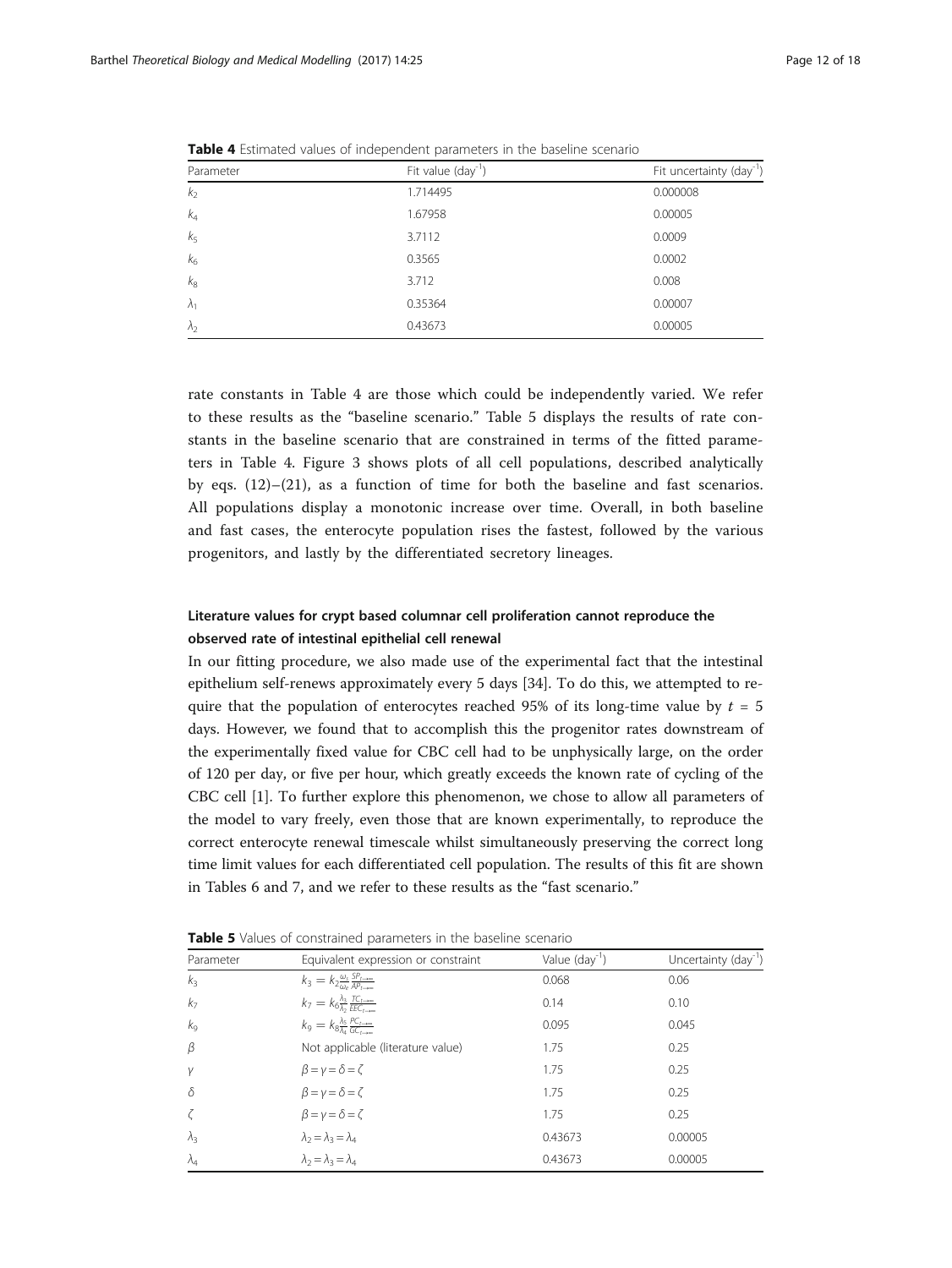**Table 4** Estimated values of independent parameters in the baseline scenario

| Parameter | Fit value (day$^{-1}$) | Fit uncertainty (day$^{-1}$) |
| --- | --- | --- |
| $k_2$ | 1.714495 | 0.000008 |
| $k_4$ | 1.67958 | 0.00005 |
| $k_5$ | 3.7112 | 0.0009 |
| $k_6$ | 0.3565 | 0.0002 |
| $k_8$ | 3.712 | 0.008 |
| $\lambda_1$ | 0.35364 | 0.00007 |
| $\lambda_2$ | 0.43673 | 0.00005 |

rate constants in Table 4 are those which could be independently varied. We refer to these results as the "baseline scenario." Table 5 displays the results of rate constants in the baseline scenario that are constrained in terms of the fitted parameters in Table 4. Figure 3 shows plots of all cell populations, described analytically by eqs. (12)–(21), as a function of time for both the baseline and fast scenarios. All populations display a monotonic increase over time. Overall, in both baseline and fast cases, the enterocyte population rises the fastest, followed by the various progenitors, and lastly by the differentiated secretory lineages.

### Literature values for crypt based columnar cell proliferation cannot reproduce the observed rate of intestinal epithelial cell renewal

In our fitting procedure, we also made use of the experimental fact that the intestinal epithelium self-renews approximately every 5 days [34]. To do this, we attempted to require that the population of enterocytes reached 95% of its long-time value by $t = 5$ days. However, we found that to accomplish this the progenitor rates downstream of the experimentally fixed value for CBC cell had to be unphysically large, on the order of 120 per day, or five per hour, which greatly exceeds the known rate of cycling of the CBC cell [1]. To further explore this phenomenon, we chose to allow all parameters of the model to vary freely, even those that are known experimentally, to reproduce the correct enterocyte renewal timescale whilst simultaneously preserving the correct long time limit values for each differentiated cell population. The results of this fit are shown in Tables 6 and 7, and we refer to these results as the "fast scenario."

**Table 5** Values of constrained parameters in the baseline scenario

| Parameter | Equivalent expression or constraint | Value (day$^{-1}$) | Uncertainty (day$^{-1}$) |
| --- | --- | --- | --- |
| $k_3$ | $k_3 = k_2 \frac{\omega_s}{\omega_e} \frac{SP_{t\to\infty}}{AP_{t\to\infty}}$ | 0.068 | 0.06 |
| $k_7$ | $k_7 = k_6 \frac{\lambda_3}{\lambda_2} \frac{TC_{t\to\infty}}{EEC_{t\to\infty}}$ | 0.14 | 0.10 |
| $k_9$ | $k_9 = k_8 \frac{\lambda_5}{\lambda_4} \frac{PC_{t\to\infty}}{GC_{t\to\infty}}$ | 0.095 | 0.045 |
| $\beta$ | Not applicable (literature value) | 1.75 | 0.25 |
| $\gamma$ | $\beta = \gamma = \delta = \zeta$ | 1.75 | 0.25 |
| $\delta$ | $\beta = \gamma = \delta = \zeta$ | 1.75 | 0.25 |
| $\zeta$ | $\beta = \gamma = \delta = \zeta$ | 1.75 | 0.25 |
| $\lambda_3$ | $\lambda_2 = \lambda_3 = \lambda_4$ | 0.43673 | 0.00005 |
| $\lambda_4$ | $\lambda_2 = \lambda_3 = \lambda_4$ | 0.43673 | 0.00005 |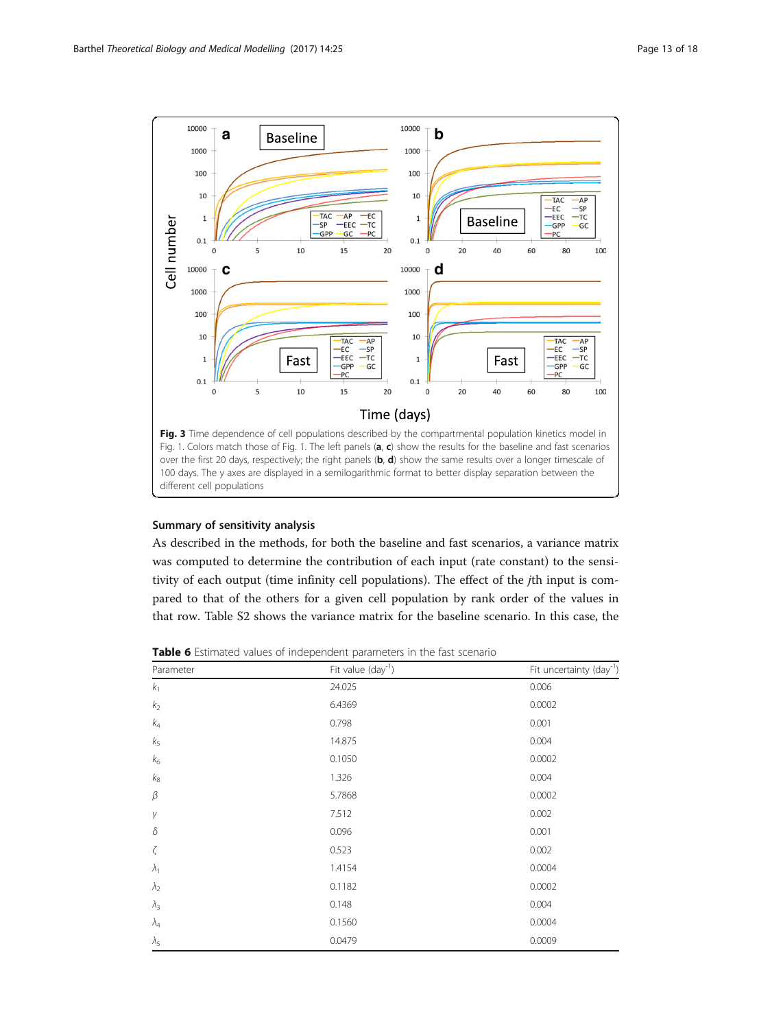Fig. 3 Time dependence of cell populations described by the compartmental population kinetics model in Fig. 1. Colors match those of Fig. 1. The left panels (**a**, **c**) show the results for the baseline and fast scenarios over the first 20 days, respectively; the right panels (**b**, **d**) show the same results over a longer timescale of 100 days. The y axes are displayed in a semilogarithmic format to better display separation between the different cell populations

### Summary of sensitivity analysis

As described in the methods, for both the baseline and fast scenarios, a variance matrix was computed to determine the contribution of each input (rate constant) to the sensitivity of each output (time infinity cell populations). The effect of the *j*th input is compared to that of the others for a given cell population by rank order of the values in that row. Table S2 shows the variance matrix for the baseline scenario. In this case, the

**Table 6** Estimated values of independent parameters in the fast scenario

| Parameter | Fit value (day$^{-1}$) | Fit uncertainty (day$^{-1}$) |
|---|---|---|
| $k_1$ | 24.025 | 0.006 |
| $k_2$ | 6.4369 | 0.0002 |
| $k_4$ | 0.798 | 0.001 |
| $k_5$ | 14.875 | 0.004 |
| $k_6$ | 0.1050 | 0.0002 |
| $k_8$ | 1.326 | 0.004 |
| $\beta$ | 5.7868 | 0.0002 |
| $\gamma$ | 7.512 | 0.002 |
| $\delta$ | 0.096 | 0.001 |
| $\zeta$ | 0.523 | 0.002 |
| $\lambda_1$ | 1.4154 | 0.0004 |
| $\lambda_2$ | 0.1182 | 0.0002 |
| $\lambda_3$ | 0.148 | 0.004 |
| $\lambda_4$ | 0.1560 | 0.0004 |
| $\lambda_5$ | 0.0479 | 0.0009 |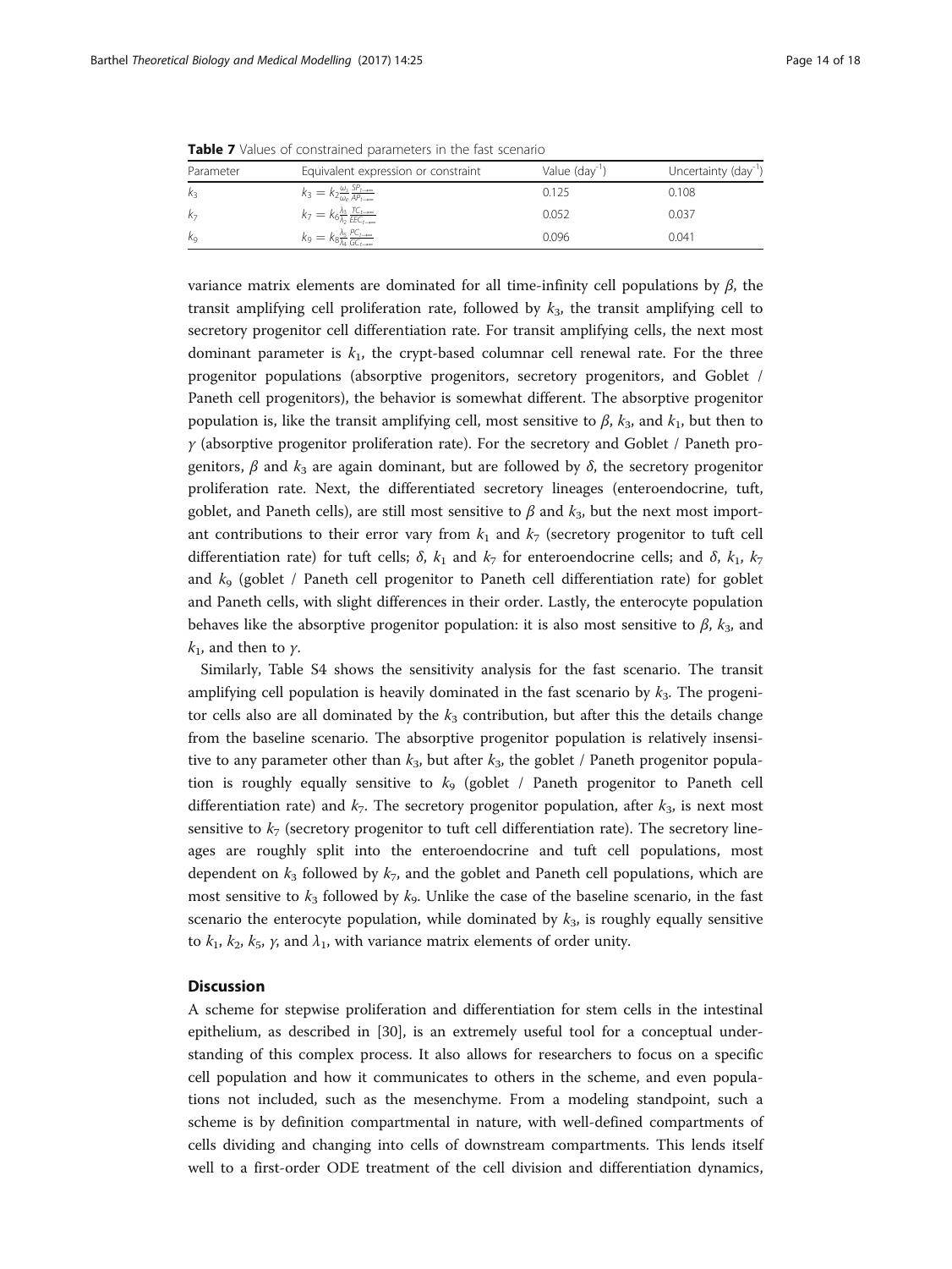**Table 7** Values of constrained parameters in the fast scenario

| Parameter | Equivalent expression or constraint | Value (day$^{-1}$) | Uncertainty (day$^{-1}$) |
|---|---|---|---|
| $k_3$ | $k_3 = k_2 \frac{\omega_1}{\omega_2} \frac{SP_{t \to \infty}}{AP_{t \to \infty}}$ | 0.125 | 0.108 |
| $k_7$ | $k_7 = k_6 \frac{\lambda_3}{\lambda_2} \frac{TC_{t \to \infty}}{EEC_{t \to \infty}}$ | 0.052 | 0.037 |
| $k_9$ | $k_9 = k_8 \frac{\lambda_5}{\lambda_4} \frac{PC_{t \to \infty}}{GC_{t \to \infty}}$ | 0.096 | 0.041 |

variance matrix elements are dominated for all time-infinity cell populations by $\beta$, the transit amplifying cell proliferation rate, followed by $k_3$, the transit amplifying cell to secretory progenitor cell differentiation rate. For transit amplifying cells, the next most dominant parameter is $k_1$, the crypt-based columnar cell renewal rate. For the three progenitor populations (absorptive progenitors, secretory progenitors, and Goblet / Paneth cell progenitors), the behavior is somewhat different. The absorptive progenitor population is, like the transit amplifying cell, most sensitive to $\beta$, $k_3$, and $k_1$, but then to $\gamma$ (absorptive progenitor proliferation rate). For the secretory and Goblet / Paneth progenitors, $\beta$ and $k_3$ are again dominant, but are followed by $\delta$, the secretory progenitor proliferation rate. Next, the differentiated secretory lineages (enteroendocrine, tuft, goblet, and Paneth cells), are still most sensitive to $\beta$ and $k_3$, but the next most important contributions to their error vary from $k_1$ and $k_7$ (secretory progenitor to tuft cell differentiation rate) for tuft cells; $\delta$, $k_1$ and $k_7$ for enteroendocrine cells; and $\delta$, $k_1$, $k_7$ and $k_9$ (goblet / Paneth cell progenitor to Paneth cell differentiation rate) for goblet and Paneth cells, with slight differences in their order. Lastly, the enterocyte population behaves like the absorptive progenitor population: it is also most sensitive to $\beta$, $k_3$, and $k_1$, and then to $\gamma$.

Similarly, Table S4 shows the sensitivity analysis for the fast scenario. The transit amplifying cell population is heavily dominated in the fast scenario by $k_3$. The progenitor cells also are all dominated by the $k_3$ contribution, but after this the details change from the baseline scenario. The absorptive progenitor population is relatively insensitive to any parameter other than $k_3$, but after $k_3$, the goblet / Paneth progenitor population is roughly equally sensitive to $k_9$ (goblet / Paneth progenitor to Paneth cell differentiation rate) and $k_7$. The secretory progenitor population, after $k_3$, is next most sensitive to $k_7$ (secretory progenitor to tuft cell differentiation rate). The secretory lineages are roughly split into the enteroendocrine and tuft cell populations, most dependent on $k_3$ followed by $k_7$, and the goblet and Paneth cell populations, which are most sensitive to $k_3$ followed by $k_9$. Unlike the case of the baseline scenario, in the fast scenario the enterocyte population, while dominated by $k_3$, is roughly equally sensitive to $k_1$, $k_2$, $k_5$, $\gamma$, and $\lambda_1$, with variance matrix elements of order unity.

## Discussion

A scheme for stepwise proliferation and differentiation for stem cells in the intestinal epithelium, as described in [30], is an extremely useful tool for a conceptual understanding of this complex process. It also allows for researchers to focus on a specific cell population and how it communicates to others in the scheme, and even populations not included, such as the mesenchyme. From a modeling standpoint, such a scheme is by definition compartmental in nature, with well-defined compartments of cells dividing and changing into cells of downstream compartments. This lends itself well to a first-order ODE treatment of the cell division and differentiation dynamics,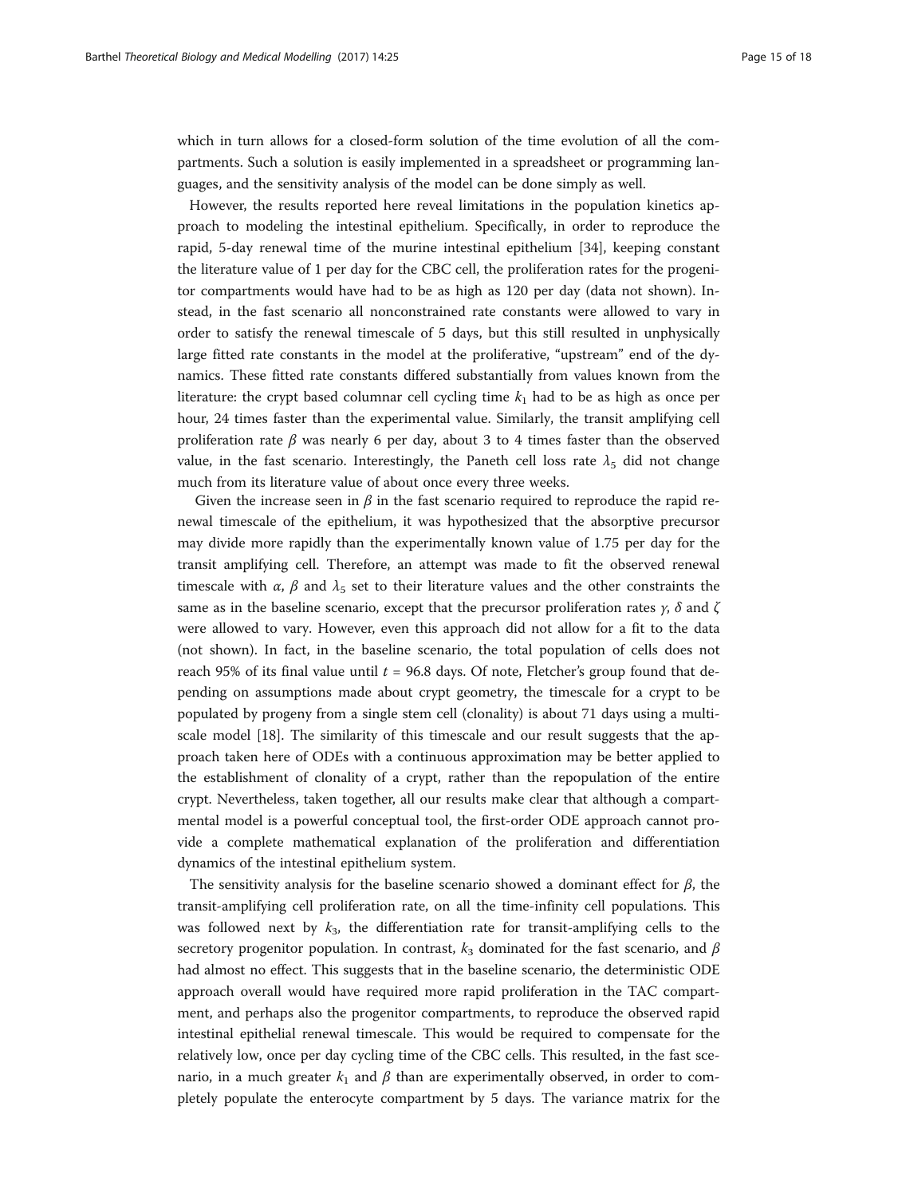which in turn allows for a closed-form solution of the time evolution of all the compartments. Such a solution is easily implemented in a spreadsheet or programming languages, and the sensitivity analysis of the model can be done simply as well.

However, the results reported here reveal limitations in the population kinetics approach to modeling the intestinal epithelium. Specifically, in order to reproduce the rapid, 5-day renewal time of the murine intestinal epithelium [34], keeping constant the literature value of 1 per day for the CBC cell, the proliferation rates for the progenitor compartments would have had to be as high as 120 per day (data not shown). Instead, in the fast scenario all nonconstrained rate constants were allowed to vary in order to satisfy the renewal timescale of 5 days, but this still resulted in unphysically large fitted rate constants in the model at the proliferative, "upstream" end of the dynamics. These fitted rate constants differed substantially from values known from the literature: the crypt based columnar cell cycling time $k_1$ had to be as high as once per hour, 24 times faster than the experimental value. Similarly, the transit amplifying cell proliferation rate $\beta$ was nearly 6 per day, about 3 to 4 times faster than the observed value, in the fast scenario. Interestingly, the Paneth cell loss rate $\lambda_5$ did not change much from its literature value of about once every three weeks.

Given the increase seen in $\beta$ in the fast scenario required to reproduce the rapid renewal timescale of the epithelium, it was hypothesized that the absorptive precursor may divide more rapidly than the experimentally known value of 1.75 per day for the transit amplifying cell. Therefore, an attempt was made to fit the observed renewal timescale with $\alpha$, $\beta$ and $\lambda_5$ set to their literature values and the other constraints the same as in the baseline scenario, except that the precursor proliferation rates $\gamma$, $\delta$ and $\zeta$ were allowed to vary. However, even this approach did not allow for a fit to the data (not shown). In fact, in the baseline scenario, the total population of cells does not reach 95% of its final value until $t = 96.8$ days. Of note, Fletcher's group found that depending on assumptions made about crypt geometry, the timescale for a crypt to be populated by progeny from a single stem cell (clonality) is about 71 days using a multiscale model [18]. The similarity of this timescale and our result suggests that the approach taken here of ODEs with a continuous approximation may be better applied to the establishment of clonality of a crypt, rather than the repopulation of the entire crypt. Nevertheless, taken together, all our results make clear that although a compartmental model is a powerful conceptual tool, the first-order ODE approach cannot provide a complete mathematical explanation of the proliferation and differentiation dynamics of the intestinal epithelium system.

The sensitivity analysis for the baseline scenario showed a dominant effect for $\beta$, the transit-amplifying cell proliferation rate, on all the time-infinity cell populations. This was followed next by $k_3$, the differentiation rate for transit-amplifying cells to the secretory progenitor population. In contrast, $k_3$ dominated for the fast scenario, and $\beta$ had almost no effect. This suggests that in the baseline scenario, the deterministic ODE approach overall would have required more rapid proliferation in the TAC compartment, and perhaps also the progenitor compartments, to reproduce the observed rapid intestinal epithelial renewal timescale. This would be required to compensate for the relatively low, once per day cycling time of the CBC cells. This resulted, in the fast scenario, in a much greater $k_1$ and $\beta$ than are experimentally observed, in order to completely populate the enterocyte compartment by 5 days. The variance matrix for the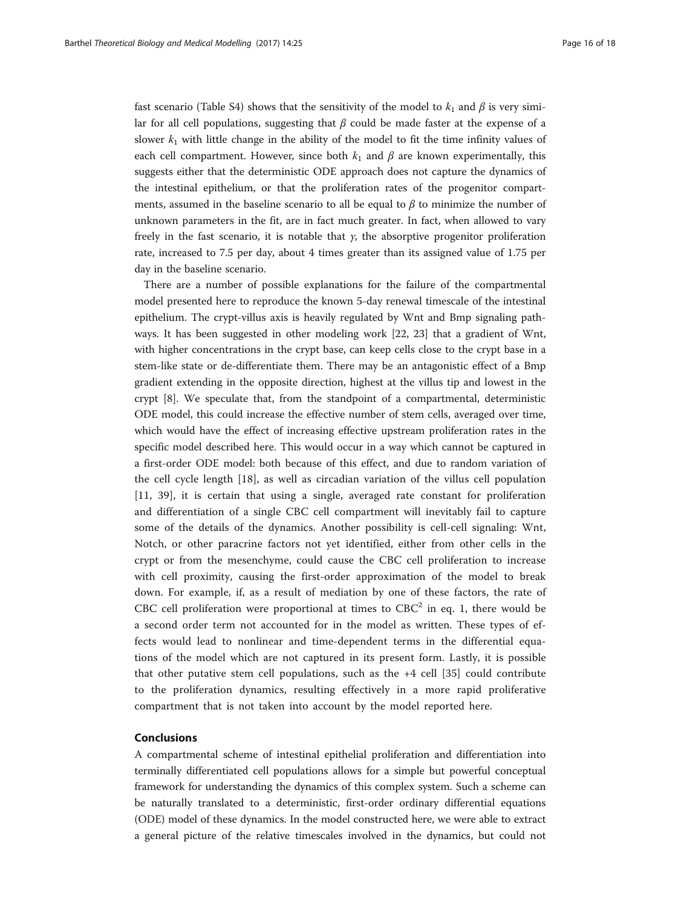fast scenario (Table S4) shows that the sensitivity of the model to $k_1$ and $\beta$ is very similar for all cell populations, suggesting that $\beta$ could be made faster at the expense of a slower $k_1$ with little change in the ability of the model to fit the time infinity values of each cell compartment. However, since both $k_1$ and $\beta$ are known experimentally, this suggests either that the deterministic ODE approach does not capture the dynamics of the intestinal epithelium, or that the proliferation rates of the progenitor compartments, assumed in the baseline scenario to all be equal to $\beta$ to minimize the number of unknown parameters in the fit, are in fact much greater. In fact, when allowed to vary freely in the fast scenario, it is notable that $\gamma$, the absorptive progenitor proliferation rate, increased to 7.5 per day, about 4 times greater than its assigned value of 1.75 per day in the baseline scenario.

There are a number of possible explanations for the failure of the compartmental model presented here to reproduce the known 5-day renewal timescale of the intestinal epithelium. The crypt-villus axis is heavily regulated by Wnt and Bmp signaling pathways. It has been suggested in other modeling work [22, 23] that a gradient of Wnt, with higher concentrations in the crypt base, can keep cells close to the crypt base in a stem-like state or de-differentiate them. There may be an antagonistic effect of a Bmp gradient extending in the opposite direction, highest at the villus tip and lowest in the crypt [8]. We speculate that, from the standpoint of a compartmental, deterministic ODE model, this could increase the effective number of stem cells, averaged over time, which would have the effect of increasing effective upstream proliferation rates in the specific model described here. This would occur in a way which cannot be captured in a first-order ODE model: both because of this effect, and due to random variation of the cell cycle length [18], as well as circadian variation of the villus cell population [11, 39], it is certain that using a single, averaged rate constant for proliferation and differentiation of a single CBC cell compartment will inevitably fail to capture some of the details of the dynamics. Another possibility is cell-cell signaling: Wnt, Notch, or other paracrine factors not yet identified, either from other cells in the crypt or from the mesenchyme, could cause the CBC cell proliferation to increase with cell proximity, causing the first-order approximation of the model to break down. For example, if, as a result of mediation by one of these factors, the rate of CBC cell proliferation were proportional at times to $CBC^2$ in eq. 1, there would be a second order term not accounted for in the model as written. These types of effects would lead to nonlinear and time-dependent terms in the differential equations of the model which are not captured in its present form. Lastly, it is possible that other putative stem cell populations, such as the +4 cell [35] could contribute to the proliferation dynamics, resulting effectively in a more rapid proliferative compartment that is not taken into account by the model reported here.

## Conclusions

A compartmental scheme of intestinal epithelial proliferation and differentiation into terminally differentiated cell populations allows for a simple but powerful conceptual framework for understanding the dynamics of this complex system. Such a scheme can be naturally translated to a deterministic, first-order ordinary differential equations (ODE) model of these dynamics. In the model constructed here, we were able to extract a general picture of the relative timescales involved in the dynamics, but could not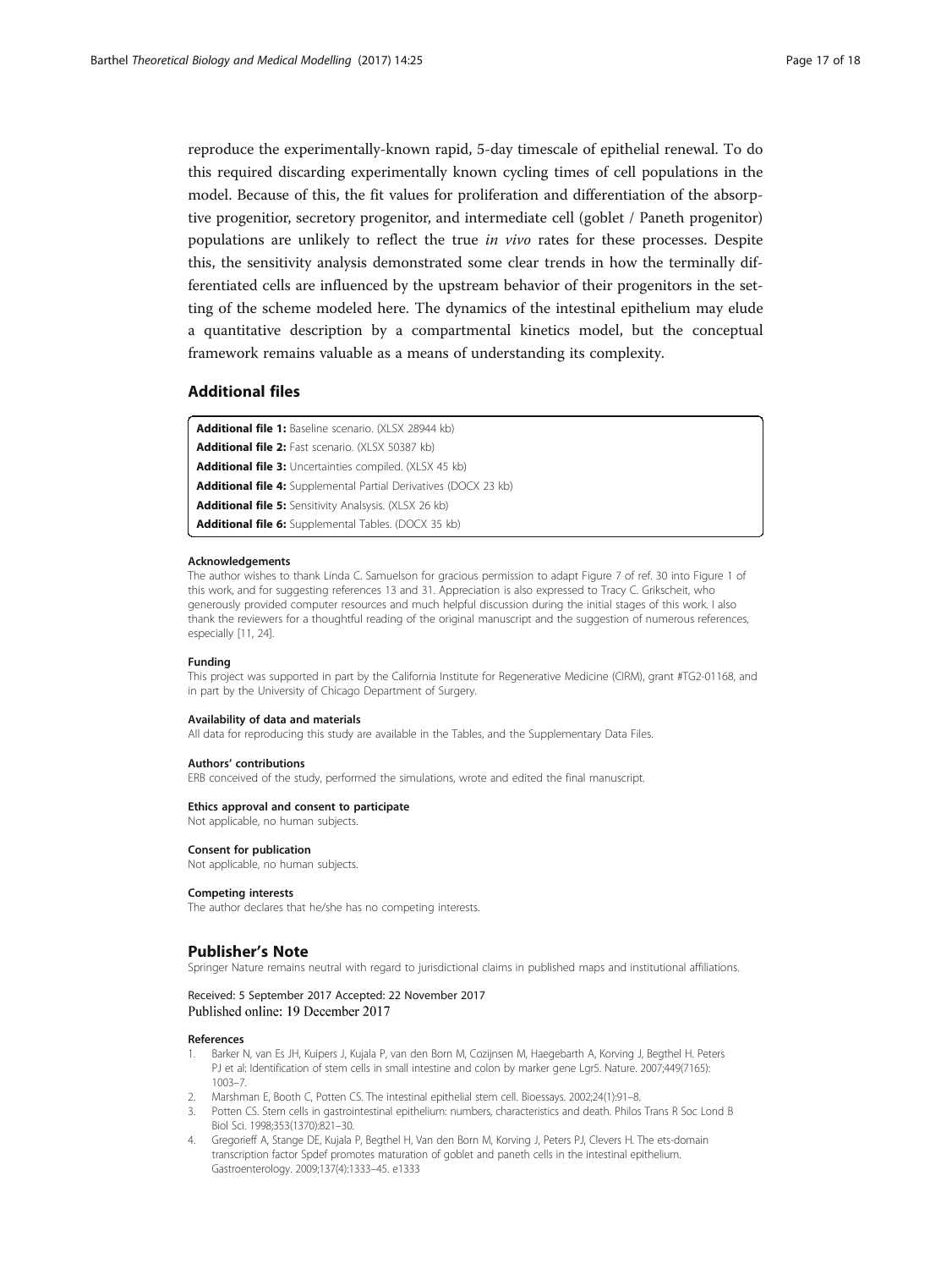reproduce the experimentally-known rapid, 5-day timescale of epithelial renewal. To do this required discarding experimentally known cycling times of cell populations in the model. Because of this, the fit values for proliferation and differentiation of the absorptive progenitior, secretory progenitor, and intermediate cell (goblet / Paneth progenitor) populations are unlikely to reflect the true *in vivo* rates for these processes. Despite this, the sensitivity analysis demonstrated some clear trends in how the terminally differentiated cells are influenced by the upstream behavior of their progenitors in the setting of the scheme modeled here. The dynamics of the intestinal epithelium may elude a quantitative description by a compartmental kinetics model, but the conceptual framework remains valuable as a means of understanding its complexity.

## Additional files

**Additional file 1:** Baseline scenario. (XLSX 28944 kb)
**Additional file 2:** Fast scenario. (XLSX 50387 kb)
**Additional file 3:** Uncertainties compiled. (XLSX 45 kb)
**Additional file 4:** Supplemental Partial Derivatives (DOCX 23 kb)
**Additional file 5:** Sensitivity Analsysis. (XLSX 26 kb)
**Additional file 6:** Supplemental Tables. (DOCX 35 kb)

#### Acknowledgements

The author wishes to thank Linda C. Samuelson for gracious permission to adapt Figure 7 of ref. 30 into Figure 1 of this work, and for suggesting references 13 and 31. Appreciation is also expressed to Tracy C. Grikscheit, who generously provided computer resources and much helpful discussion during the initial stages of this work. I also thank the reviewers for a thoughtful reading of the original manuscript and the suggestion of numerous references, especially [11, 24].

#### Funding

This project was supported in part by the California Institute for Regenerative Medicine (CIRM), grant #TG2-01168, and in part by the University of Chicago Department of Surgery.

#### Availability of data and materials

All data for reproducing this study are available in the Tables, and the Supplementary Data Files.

#### Authors' contributions

ERB conceived of the study, performed the simulations, wrote and edited the final manuscript.

#### Ethics approval and consent to participate

Not applicable, no human subjects.

#### Consent for publication

Not applicable, no human subjects.

#### Competing interests

The author declares that he/she has no competing interests.

### Publisher's Note

Springer Nature remains neutral with regard to jurisdictional claims in published maps and institutional affiliations.

Received: 5 September 2017 Accepted: 22 November 2017
Published online: 19 December 2017

#### References

1. Barker N, van Es JH, Kuipers J, Kujala P, van den Born M, Cozijnsen M, Haegebarth A, Korving J, Begthel H. Peters PJ et al: Identification of stem cells in small intestine and colon by marker gene Lgr5. Nature. 2007;449(7165): 1003–7.
2. Marshman E, Booth C, Potten CS. The intestinal epithelial stem cell. Bioessays. 2002;24(1):91–8.
3. Potten CS. Stem cells in gastrointestinal epithelium: numbers, characteristics and death. Philos Trans R Soc Lond B Biol Sci. 1998;353(1370):821–30.
4. Gregorieff A, Stange DE, Kujala P, Begthel H, Van den Born M, Korving J, Peters PJ, Clevers H. The ets-domain transcription factor Spdef promotes maturation of goblet and paneth cells in the intestinal epithelium. Gastroenterology. 2009;137(4):1333–45. e1333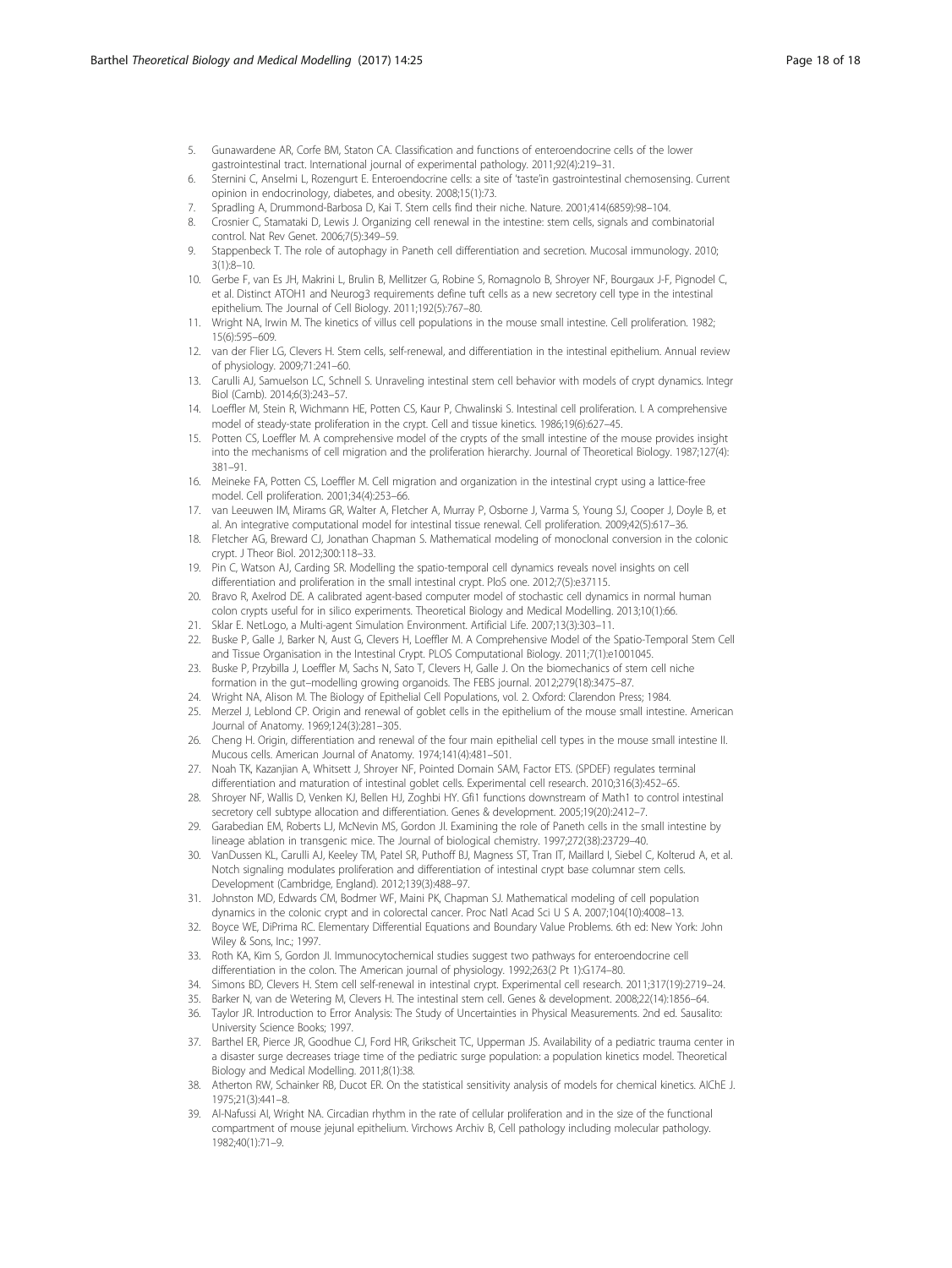5. Gunawardene AR, Corfe BM, Staton CA. Classification and functions of enteroendocrine cells of the lower gastrointestinal tract. International journal of experimental pathology. 2011;92(4):219–31.
6. Sternini C, Anselmi L, Rozengurt E. Enteroendocrine cells: a site of 'taste'in gastrointestinal chemosensing. Current opinion in endocrinology, diabetes, and obesity. 2008;15(1):73.
7. Spradling A, Drummond-Barbosa D, Kai T. Stem cells find their niche. Nature. 2001;414(6859):98–104.
8. Crosnier C, Stamataki D, Lewis J. Organizing cell renewal in the intestine: stem cells, signals and combinatorial control. Nat Rev Genet. 2006;7(5):349–59.
9. Stappenbeck T. The role of autophagy in Paneth cell differentiation and secretion. Mucosal immunology. 2010; 3(1):8–10.
10. Gerbe F, van Es JH, Makrini L, Brulin B, Mellitzer G, Robine S, Romagnolo B, Shroyer NF, Bourgaux J-F, Pignodel C, et al. Distinct ATOH1 and Neurog3 requirements define tuft cells as a new secretory cell type in the intestinal epithelium. The Journal of Cell Biology. 2011;192(5):767–80.
11. Wright NA, Irwin M. The kinetics of villus cell populations in the mouse small intestine. Cell proliferation. 1982; 15(6):595–609.
12. van der Flier LG, Clevers H. Stem cells, self-renewal, and differentiation in the intestinal epithelium. Annual review of physiology. 2009;71:241–60.
13. Carulli AJ, Samuelson LC, Schnell S. Unraveling intestinal stem cell behavior with models of crypt dynamics. Integr Biol (Camb). 2014;6(3):243–57.
14. Loeffler M, Stein R, Wichmann HE, Potten CS, Kaur P, Chwalinski S. Intestinal cell proliferation. I. A comprehensive model of steady-state proliferation in the crypt. Cell and tissue kinetics. 1986;19(6):627–45.
15. Potten CS, Loeffler M. A comprehensive model of the crypts of the small intestine of the mouse provides insight into the mechanisms of cell migration and the proliferation hierarchy. Journal of Theoretical Biology. 1987;127(4): 381–91.
16. Meineke FA, Potten CS, Loeffler M. Cell migration and organization in the intestinal crypt using a lattice-free model. Cell proliferation. 2001;34(4):253–66.
17. van Leeuwen IM, Mirams GR, Walter A, Fletcher A, Murray P, Osborne J, Varma S, Young SJ, Cooper J, Doyle B, et al. An integrative computational model for intestinal tissue renewal. Cell proliferation. 2009;42(5):617–36.
18. Fletcher AG, Breward CJ, Jonathan Chapman S. Mathematical modeling of monoclonal conversion in the colonic crypt. J Theor Biol. 2012;300:118–33.
19. Pin C, Watson AJ, Carding SR. Modelling the spatio-temporal cell dynamics reveals novel insights on cell differentiation and proliferation in the small intestinal crypt. PloS one. 2012;7(5):e37115.
20. Bravo R, Axelrod DE. A calibrated agent-based computer model of stochastic cell dynamics in normal human colon crypts useful for in silico experiments. Theoretical Biology and Medical Modelling. 2013;10(1):66.
21. Sklar E. NetLogo, a Multi-agent Simulation Environment. Artificial Life. 2007;13(3):303–11.
22. Buske P, Galle J, Barker N, Aust G, Clevers H, Loeffler M. A Comprehensive Model of the Spatio-Temporal Stem Cell and Tissue Organisation in the Intestinal Crypt. PLOS Computational Biology. 2011;7(1):e1001045.
23. Buske P, Przybilla J, Loeffler M, Sachs N, Sato T, Clevers H, Galle J. On the biomechanics of stem cell niche formation in the gut–modelling growing organoids. The FEBS journal. 2012;279(18):3475–87.
24. Wright NA, Alison M. The Biology of Epithelial Cell Populations, vol. 2. Oxford: Clarendon Press; 1984.
25. Merzel J, Leblond CP. Origin and renewal of goblet cells in the epithelium of the mouse small intestine. American Journal of Anatomy. 1969;124(3):281–305.
26. Cheng H. Origin, differentiation and renewal of the four main epithelial cell types in the mouse small intestine II. Mucous cells. American Journal of Anatomy. 1974;141(4):481–501.
27. Noah TK, Kazanjian A, Whitsett J, Shroyer NF, Pointed Domain SAM, Factor ETS. (SPDEF) regulates terminal differentiation and maturation of intestinal goblet cells. Experimental cell research. 2010;316(3):452–65.
28. Shroyer NF, Wallis D, Venken KJ, Bellen HJ, Zoghbi HY. Gfi1 functions downstream of Math1 to control intestinal secretory cell subtype allocation and differentiation. Genes & development. 2005;19(20):2412–7.
29. Garabedian EM, Roberts LJ, McNevin MS, Gordon JI. Examining the role of Paneth cells in the small intestine by lineage ablation in transgenic mice. The Journal of biological chemistry. 1997;272(38):23729–40.
30. VanDussen KL, Carulli AJ, Keeley TM, Patel SR, Puthoff BJ, Magness ST, Tran IT, Maillard I, Siebel C, Kolterud A, et al. Notch signaling modulates proliferation and differentiation of intestinal crypt base columnar stem cells. Development (Cambridge, England). 2012;139(3):488–97.
31. Johnston MD, Edwards CM, Bodmer WF, Maini PK, Chapman SJ. Mathematical modeling of cell population dynamics in the colonic crypt and in colorectal cancer. Proc Natl Acad Sci U S A. 2007;104(10):4008–13.
32. Boyce WE, DiPrima RC. Elementary Differential Equations and Boundary Value Problems. 6th ed: New York: John Wiley & Sons, Inc.; 1997.
33. Roth KA, Kim S, Gordon JI. Immunocytochemical studies suggest two pathways for enteroendocrine cell differentiation in the colon. The American journal of physiology. 1992;263(2 Pt 1):G174–80.
34. Simons BD, Clevers H. Stem cell self-renewal in intestinal crypt. Experimental cell research. 2011;317(19):2719–24.
35. Barker N, van de Wetering M, Clevers H. The intestinal stem cell. Genes & development. 2008;22(14):1856–64.
36. Taylor JR. Introduction to Error Analysis: The Study of Uncertainties in Physical Measurements. 2nd ed. Sausalito: University Science Books; 1997.
37. Barthel ER, Pierce JR, Goodhue CJ, Ford HR, Grikscheit TC, Upperman JS. Availability of a pediatric trauma center in a disaster surge decreases triage time of the pediatric surge population: a population kinetics model. Theoretical Biology and Medical Modelling. 2011;8(1):38.
38. Atherton RW, Schainker RB, Ducot ER. On the statistical sensitivity analysis of models for chemical kinetics. AIChE J. 1975;21(3):441–8.
39. Al-Nafussi AI, Wright NA. Circadian rhythm in the rate of cellular proliferation and in the size of the functional compartment of mouse jejunal epithelium. Virchows Archiv B, Cell pathology including molecular pathology. 1982;40(1):71–9.